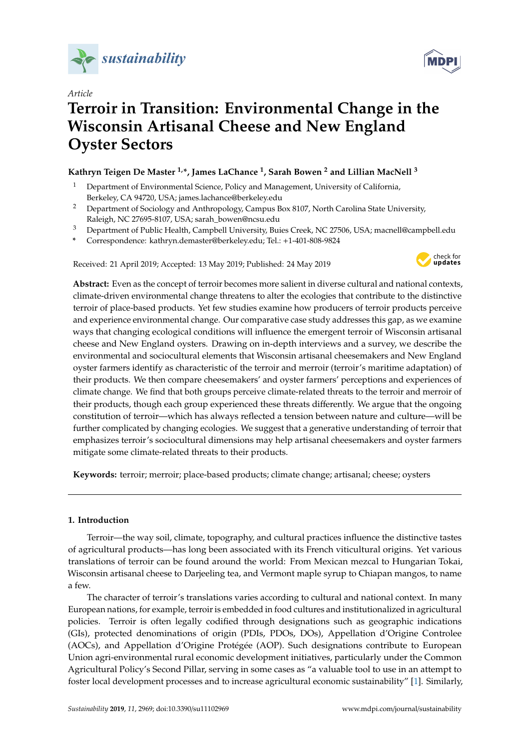*Article*

# Terroir in Transition: Environmental Change in the Wisconsin Artisanal Cheese and New England Oyster Sectors

**Kathryn Teigen De Master [1,*], James LaChance [1], Sarah Bowen [2] and Lillian MacNell [3]**

[1] Department of Environmental Science, Policy and Management, University of California, Berkeley, CA 94720, USA; james.lachance@berkeley.edu

[2] Department of Sociology and Anthropology, Campus Box 8107, North Carolina State University, Raleigh, NC 27695-8107, USA; sarah_bowen@ncsu.edu

[3] Department of Public Health, Campbell University, Buies Creek, NC 27506, USA; macnell@campbell.edu

[*] Correspondence: kathryn.demaster@berkeley.edu; Tel.: +1-401-808-9824

Received: 21 April 2019; Accepted: 13 May 2019; Published: 24 May 2019

**Abstract:** Even as the concept of terroir becomes more salient in diverse cultural and national contexts, climate-driven environmental change threatens to alter the ecologies that contribute to the distinctive terroir of place-based products. Yet few studies examine how producers of terroir products perceive and experience environmental change. Our comparative case study addresses this gap, as we examine ways that changing ecological conditions will influence the emergent terroir of Wisconsin artisanal cheese and New England oysters. Drawing on in-depth interviews and a survey, we describe the environmental and sociocultural elements that Wisconsin artisanal cheesemakers and New England oyster farmers identify as characteristic of the terroir and merroir (terroir's maritime adaptation) of their products. We then compare cheesemakers' and oyster farmers' perceptions and experiences of climate change. We find that both groups perceive climate-related threats to the terroir and merroir of their products, though each group experienced these threats differently. We argue that the ongoing constitution of terroir—which has always reflected a tension between nature and culture—will be further complicated by changing ecologies. We suggest that a generative understanding of terroir that emphasizes terroir's sociocultural dimensions may help artisanal cheesemakers and oyster farmers mitigate some climate-related threats to their products.

**Keywords:** terroir; merroir; place-based products; climate change; artisanal; cheese; oysters

## 1. Introduction

Terroir—the way soil, climate, topography, and cultural practices influence the distinctive tastes of agricultural products—has long been associated with its French viticultural origins. Yet various translations of terroir can be found around the world: From Mexican mezcal to Hungarian Tokai, Wisconsin artisanal cheese to Darjeeling tea, and Vermont maple syrup to Chiapan mangos, to name a few.

The character of terroir's translations varies according to cultural and national context. In many European nations, for example, terroir is embedded in food cultures and institutionalized in agricultural policies. Terroir is often legally codified through designations such as geographic indications (GIs), protected denominations of origin (PDIs, PDOs, DOs), Appellation d'Origine Controlee (AOCs), and Appellation d'Origine Protégée (AOP). Such designations contribute to European Union agri-environmental rural economic development initiatives, particularly under the Common Agricultural Policy's Second Pillar, serving in some cases as "a valuable tool to use in an attempt to foster local development processes and to increase agricultural economic sustainability" [1]. Similarly,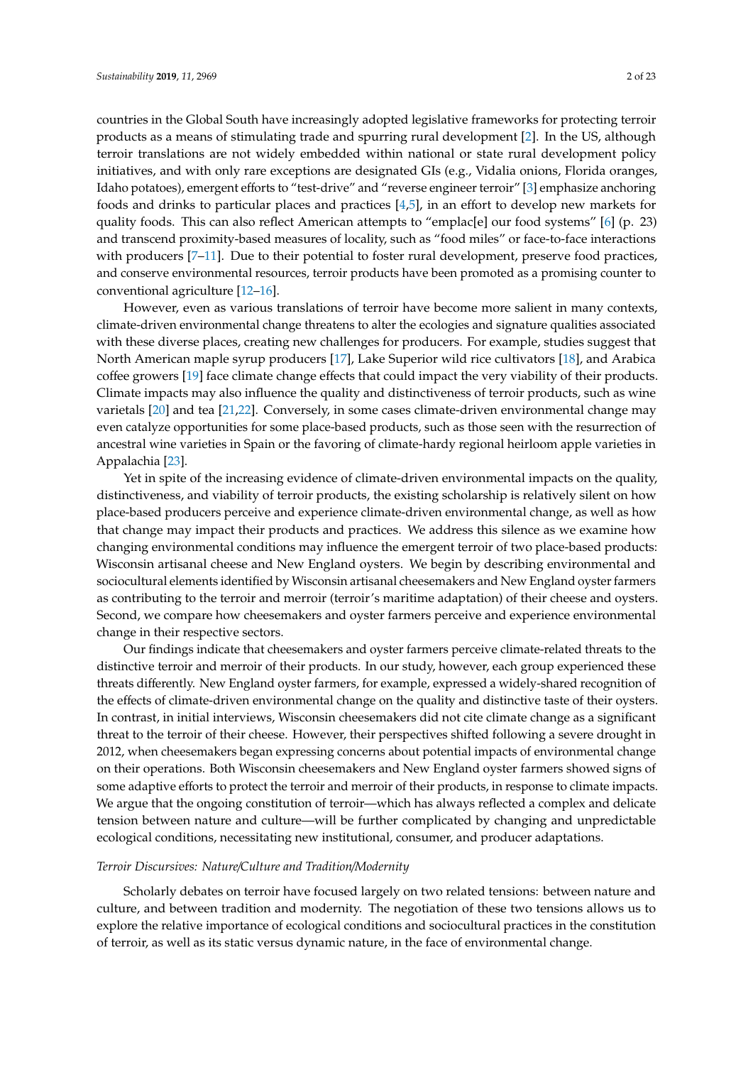countries in the Global South have increasingly adopted legislative frameworks for protecting terroir products as a means of stimulating trade and spurring rural development [2]. In the US, although terroir translations are not widely embedded within national or state rural development policy initiatives, and with only rare exceptions are designated GIs (e.g., Vidalia onions, Florida oranges, Idaho potatoes), emergent efforts to "test-drive" and "reverse engineer terroir" [3] emphasize anchoring foods and drinks to particular places and practices [4,5], in an effort to develop new markets for quality foods. This can also reflect American attempts to "emplac[e] our food systems" [6] (p. 23) and transcend proximity-based measures of locality, such as "food miles" or face-to-face interactions with producers [7–11]. Due to their potential to foster rural development, preserve food practices, and conserve environmental resources, terroir products have been promoted as a promising counter to conventional agriculture [12–16].

However, even as various translations of terroir have become more salient in many contexts, climate-driven environmental change threatens to alter the ecologies and signature qualities associated with these diverse places, creating new challenges for producers. For example, studies suggest that North American maple syrup producers [17], Lake Superior wild rice cultivators [18], and Arabica coffee growers [19] face climate change effects that could impact the very viability of their products. Climate impacts may also influence the quality and distinctiveness of terroir products, such as wine varietals [20] and tea [21,22]. Conversely, in some cases climate-driven environmental change may even catalyze opportunities for some place-based products, such as those seen with the resurrection of ancestral wine varieties in Spain or the favoring of climate-hardy regional heirloom apple varieties in Appalachia [23].

Yet in spite of the increasing evidence of climate-driven environmental impacts on the quality, distinctiveness, and viability of terroir products, the existing scholarship is relatively silent on how place-based producers perceive and experience climate-driven environmental change, as well as how that change may impact their products and practices. We address this silence as we examine how changing environmental conditions may influence the emergent terroir of two place-based products: Wisconsin artisanal cheese and New England oysters. We begin by describing environmental and sociocultural elements identified by Wisconsin artisanal cheesemakers and New England oyster farmers as contributing to the terroir and merroir (terroir's maritime adaptation) of their cheese and oysters. Second, we compare how cheesemakers and oyster farmers perceive and experience environmental change in their respective sectors.

Our findings indicate that cheesemakers and oyster farmers perceive climate-related threats to the distinctive terroir and merroir of their products. In our study, however, each group experienced these threats differently. New England oyster farmers, for example, expressed a widely-shared recognition of the effects of climate-driven environmental change on the quality and distinctive taste of their oysters. In contrast, in initial interviews, Wisconsin cheesemakers did not cite climate change as a significant threat to the terroir of their cheese. However, their perspectives shifted following a severe drought in 2012, when cheesemakers began expressing concerns about potential impacts of environmental change on their operations. Both Wisconsin cheesemakers and New England oyster farmers showed signs of some adaptive efforts to protect the terroir and merroir of their products, in response to climate impacts. We argue that the ongoing constitution of terroir—which has always reflected a complex and delicate tension between nature and culture—will be further complicated by changing and unpredictable ecological conditions, necessitating new institutional, consumer, and producer adaptations.

*Terroir Discursives: Nature/Culture and Tradition/Modernity*

Scholarly debates on terroir have focused largely on two related tensions: between nature and culture, and between tradition and modernity. The negotiation of these two tensions allows us to explore the relative importance of ecological conditions and sociocultural practices in the constitution of terroir, as well as its static versus dynamic nature, in the face of environmental change.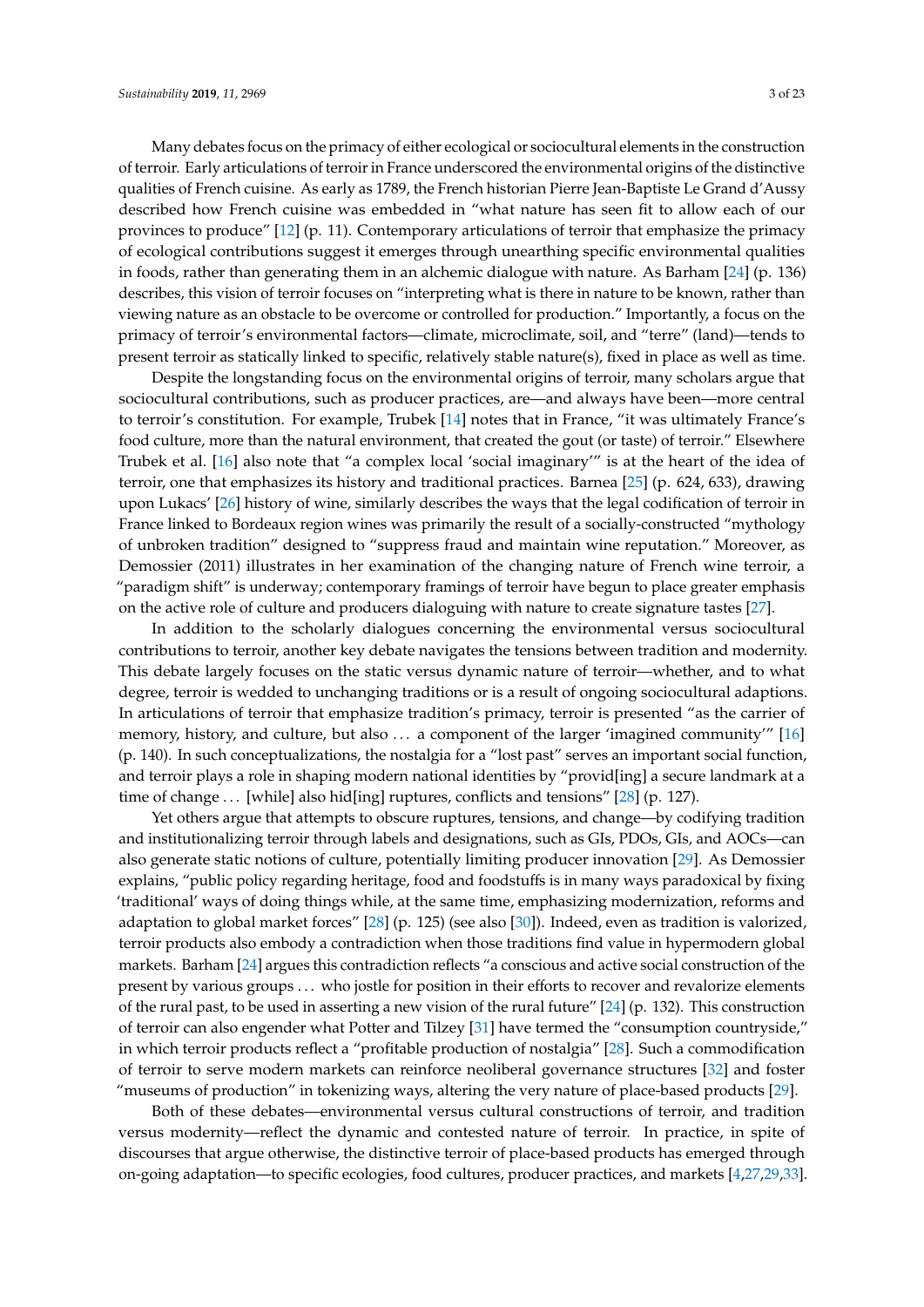Many debates focus on the primacy of either ecological or sociocultural elements in the construction of terroir. Early articulations of terroir in France underscored the environmental origins of the distinctive qualities of French cuisine. As early as 1789, the French historian Pierre Jean-Baptiste Le Grand d'Aussy described how French cuisine was embedded in "what nature has seen fit to allow each of our provinces to produce" [12] (p. 11). Contemporary articulations of terroir that emphasize the primacy of ecological contributions suggest it emerges through unearthing specific environmental qualities in foods, rather than generating them in an alchemic dialogue with nature. As Barham [24] (p. 136) describes, this vision of terroir focuses on "interpreting what is there in nature to be known, rather than viewing nature as an obstacle to be overcome or controlled for production." Importantly, a focus on the primacy of terroir's environmental factors—climate, microclimate, soil, and "terre" (land)—tends to present terroir as statically linked to specific, relatively stable nature(s), fixed in place as well as time.

Despite the longstanding focus on the environmental origins of terroir, many scholars argue that sociocultural contributions, such as producer practices, are—and always have been—more central to terroir's constitution. For example, Trubek [14] notes that in France, "it was ultimately France's food culture, more than the natural environment, that created the gout (or taste) of terroir." Elsewhere Trubek et al. [16] also note that "a complex local 'social imaginary'" is at the heart of the idea of terroir, one that emphasizes its history and traditional practices. Barnea [25] (p. 624, 633), drawing upon Lukacs' [26] history of wine, similarly describes the ways that the legal codification of terroir in France linked to Bordeaux region wines was primarily the result of a socially-constructed "mythology of unbroken tradition" designed to "suppress fraud and maintain wine reputation." Moreover, as Demossier (2011) illustrates in her examination of the changing nature of French wine terroir, a "paradigm shift" is underway; contemporary framings of terroir have begun to place greater emphasis on the active role of culture and producers dialoguing with nature to create signature tastes [27].

In addition to the scholarly dialogues concerning the environmental versus sociocultural contributions to terroir, another key debate navigates the tensions between tradition and modernity. This debate largely focuses on the static versus dynamic nature of terroir—whether, and to what degree, terroir is wedded to unchanging traditions or is a result of ongoing sociocultural adaptions. In articulations of terroir that emphasize tradition's primacy, terroir is presented "as the carrier of memory, history, and culture, but also ... a component of the larger 'imagined community'" [16] (p. 140). In such conceptualizations, the nostalgia for a "lost past" serves an important social function, and terroir plays a role in shaping modern national identities by "provid[ing] a secure landmark at a time of change ... [while] also hid[ing] ruptures, conflicts and tensions" [28] (p. 127).

Yet others argue that attempts to obscure ruptures, tensions, and change—by codifying tradition and institutionalizing terroir through labels and designations, such as GIs, PDOs, GIs, and AOCs—can also generate static notions of culture, potentially limiting producer innovation [29]. As Demossier explains, "public policy regarding heritage, food and foodstuffs is in many ways paradoxical by fixing 'traditional' ways of doing things while, at the same time, emphasizing modernization, reforms and adaptation to global market forces" [28] (p. 125) (see also [30]). Indeed, even as tradition is valorized, terroir products also embody a contradiction when those traditions find value in hypermodern global markets. Barham [24] argues this contradiction reflects "a conscious and active social construction of the present by various groups ... who jostle for position in their efforts to recover and revalorize elements of the rural past, to be used in asserting a new vision of the rural future" [24] (p. 132). This construction of terroir can also engender what Potter and Tilzey [31] have termed the "consumption countryside," in which terroir products reflect a "profitable production of nostalgia" [28]. Such a commodification of terroir to serve modern markets can reinforce neoliberal governance structures [32] and foster "museums of production" in tokenizing ways, altering the very nature of place-based products [29].

Both of these debates—environmental versus cultural constructions of terroir, and tradition versus modernity—reflect the dynamic and contested nature of terroir. In practice, in spite of discourses that argue otherwise, the distinctive terroir of place-based products has emerged through on-going adaptation—to specific ecologies, food cultures, producer practices, and markets [4,27,29,33].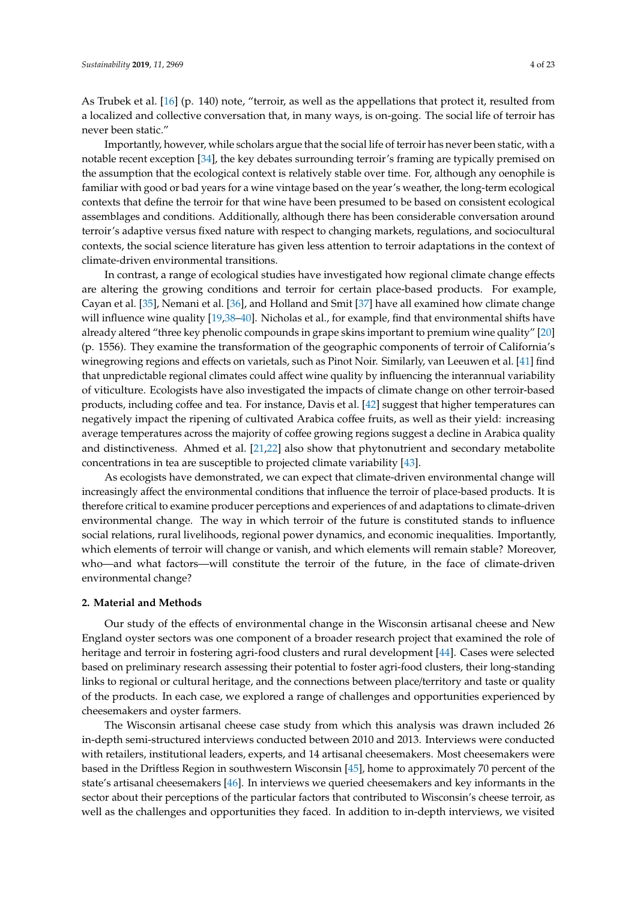As Trubek et al. [16] (p. 140) note, "terroir, as well as the appellations that protect it, resulted from a localized and collective conversation that, in many ways, is on-going. The social life of terroir has never been static."

Importantly, however, while scholars argue that the social life of terroir has never been static, with a notable recent exception [34], the key debates surrounding terroir's framing are typically premised on the assumption that the ecological context is relatively stable over time. For, although any oenophile is familiar with good or bad years for a wine vintage based on the year's weather, the long-term ecological contexts that define the terroir for that wine have been presumed to be based on consistent ecological assemblages and conditions. Additionally, although there has been considerable conversation around terroir's adaptive versus fixed nature with respect to changing markets, regulations, and sociocultural contexts, the social science literature has given less attention to terroir adaptations in the context of climate-driven environmental transitions.

In contrast, a range of ecological studies have investigated how regional climate change effects are altering the growing conditions and terroir for certain place-based products. For example, Cayan et al. [35], Nemani et al. [36], and Holland and Smit [37] have all examined how climate change will influence wine quality [19,38–40]. Nicholas et al., for example, find that environmental shifts have already altered "three key phenolic compounds in grape skins important to premium wine quality" [20] (p. 1556). They examine the transformation of the geographic components of terroir of California's winegrowing regions and effects on varietals, such as Pinot Noir. Similarly, van Leeuwen et al. [41] find that unpredictable regional climates could affect wine quality by influencing the interannual variability of viticulture. Ecologists have also investigated the impacts of climate change on other terroir-based products, including coffee and tea. For instance, Davis et al. [42] suggest that higher temperatures can negatively impact the ripening of cultivated Arabica coffee fruits, as well as their yield: increasing average temperatures across the majority of coffee growing regions suggest a decline in Arabica quality and distinctiveness. Ahmed et al. [21,22] also show that phytonutrient and secondary metabolite concentrations in tea are susceptible to projected climate variability [43].

As ecologists have demonstrated, we can expect that climate-driven environmental change will increasingly affect the environmental conditions that influence the terroir of place-based products. It is therefore critical to examine producer perceptions and experiences of and adaptations to climate-driven environmental change. The way in which terroir of the future is constituted stands to influence social relations, rural livelihoods, regional power dynamics, and economic inequalities. Importantly, which elements of terroir will change or vanish, and which elements will remain stable? Moreover, who—and what factors—will constitute the terroir of the future, in the face of climate-driven environmental change?

## 2. Material and Methods

Our study of the effects of environmental change in the Wisconsin artisanal cheese and New England oyster sectors was one component of a broader research project that examined the role of heritage and terroir in fostering agri-food clusters and rural development [44]. Cases were selected based on preliminary research assessing their potential to foster agri-food clusters, their long-standing links to regional or cultural heritage, and the connections between place/territory and taste or quality of the products. In each case, we explored a range of challenges and opportunities experienced by cheesemakers and oyster farmers.

The Wisconsin artisanal cheese case study from which this analysis was drawn included 26 in-depth semi-structured interviews conducted between 2010 and 2013. Interviews were conducted with retailers, institutional leaders, experts, and 14 artisanal cheesemakers. Most cheesemakers were based in the Driftless Region in southwestern Wisconsin [45], home to approximately 70 percent of the state's artisanal cheesemakers [46]. In interviews we queried cheesemakers and key informants in the sector about their perceptions of the particular factors that contributed to Wisconsin's cheese terroir, as well as the challenges and opportunities they faced. In addition to in-depth interviews, we visited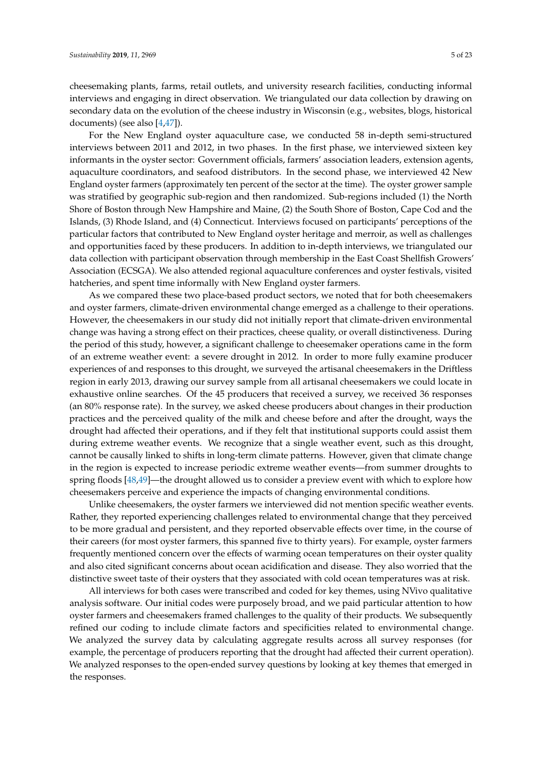cheesemaking plants, farms, retail outlets, and university research facilities, conducting informal interviews and engaging in direct observation. We triangulated our data collection by drawing on secondary data on the evolution of the cheese industry in Wisconsin (e.g., websites, blogs, historical documents) (see also [4,47]).

For the New England oyster aquaculture case, we conducted 58 in-depth semi-structured interviews between 2011 and 2012, in two phases. In the first phase, we interviewed sixteen key informants in the oyster sector: Government officials, farmers' association leaders, extension agents, aquaculture coordinators, and seafood distributors. In the second phase, we interviewed 42 New England oyster farmers (approximately ten percent of the sector at the time). The oyster grower sample was stratified by geographic sub-region and then randomized. Sub-regions included (1) the North Shore of Boston through New Hampshire and Maine, (2) the South Shore of Boston, Cape Cod and the Islands, (3) Rhode Island, and (4) Connecticut. Interviews focused on participants' perceptions of the particular factors that contributed to New England oyster heritage and merroir, as well as challenges and opportunities faced by these producers. In addition to in-depth interviews, we triangulated our data collection with participant observation through membership in the East Coast Shellfish Growers' Association (ECSGA). We also attended regional aquaculture conferences and oyster festivals, visited hatcheries, and spent time informally with New England oyster farmers.

As we compared these two place-based product sectors, we noted that for both cheesemakers and oyster farmers, climate-driven environmental change emerged as a challenge to their operations. However, the cheesemakers in our study did not initially report that climate-driven environmental change was having a strong effect on their practices, cheese quality, or overall distinctiveness. During the period of this study, however, a significant challenge to cheesemaker operations came in the form of an extreme weather event: a severe drought in 2012. In order to more fully examine producer experiences of and responses to this drought, we surveyed the artisanal cheesemakers in the Driftless region in early 2013, drawing our survey sample from all artisanal cheesemakers we could locate in exhaustive online searches. Of the 45 producers that received a survey, we received 36 responses (an 80% response rate). In the survey, we asked cheese producers about changes in their production practices and the perceived quality of the milk and cheese before and after the drought, ways the drought had affected their operations, and if they felt that institutional supports could assist them during extreme weather events. We recognize that a single weather event, such as this drought, cannot be causally linked to shifts in long-term climate patterns. However, given that climate change in the region is expected to increase periodic extreme weather events—from summer droughts to spring floods [48,49]—the drought allowed us to consider a preview event with which to explore how cheesemakers perceive and experience the impacts of changing environmental conditions.

Unlike cheesemakers, the oyster farmers we interviewed did not mention specific weather events. Rather, they reported experiencing challenges related to environmental change that they perceived to be more gradual and persistent, and they reported observable effects over time, in the course of their careers (for most oyster farmers, this spanned five to thirty years). For example, oyster farmers frequently mentioned concern over the effects of warming ocean temperatures on their oyster quality and also cited significant concerns about ocean acidification and disease. They also worried that the distinctive sweet taste of their oysters that they associated with cold ocean temperatures was at risk.

All interviews for both cases were transcribed and coded for key themes, using NVivo qualitative analysis software. Our initial codes were purposely broad, and we paid particular attention to how oyster farmers and cheesemakers framed challenges to the quality of their products. We subsequently refined our coding to include climate factors and specificities related to environmental change. We analyzed the survey data by calculating aggregate results across all survey responses (for example, the percentage of producers reporting that the drought had affected their current operation). We analyzed responses to the open-ended survey questions by looking at key themes that emerged in the responses.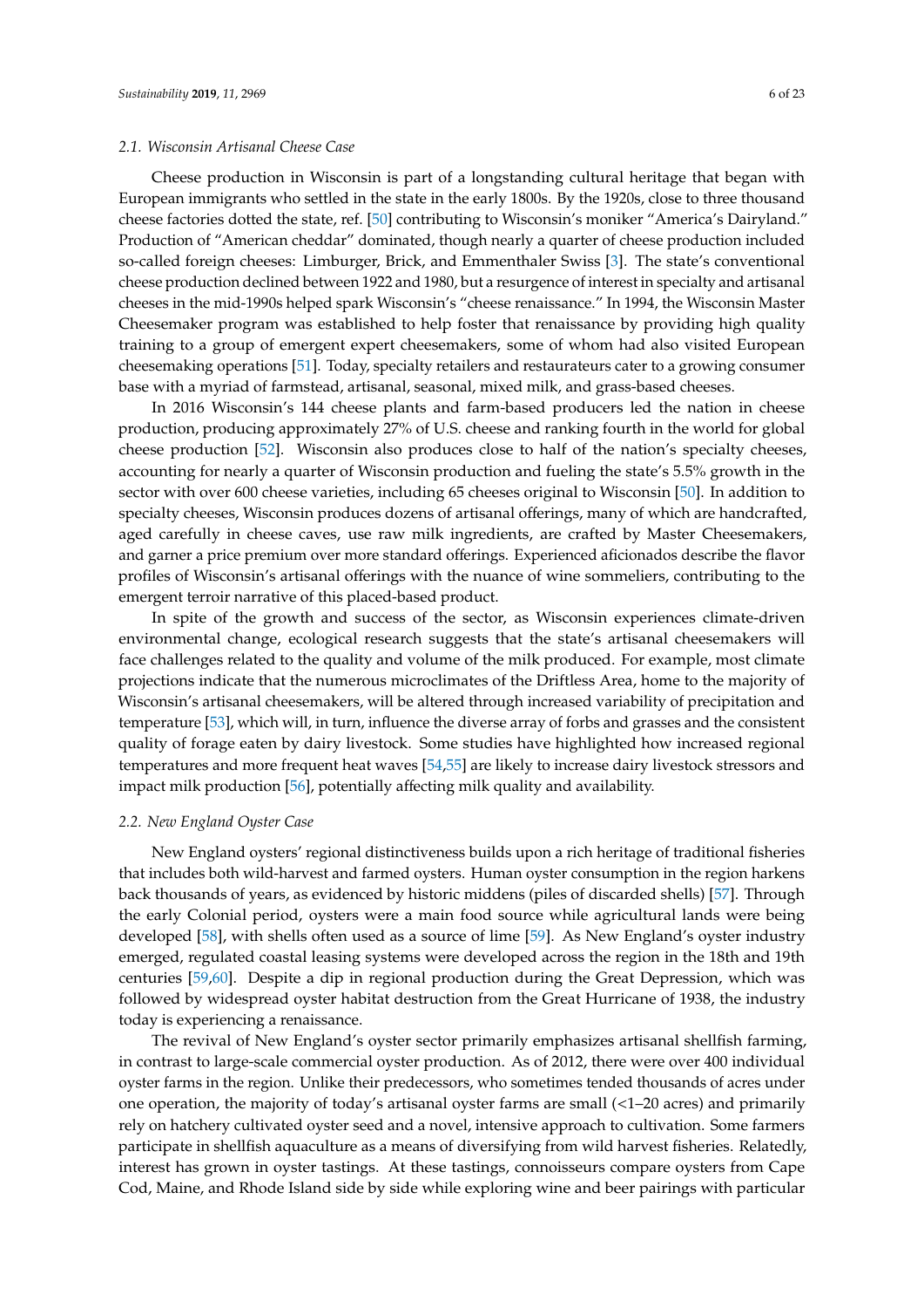### *2.1. Wisconsin Artisanal Cheese Case*

Cheese production in Wisconsin is part of a longstanding cultural heritage that began with European immigrants who settled in the state in the early 1800s. By the 1920s, close to three thousand cheese factories dotted the state, ref. [50] contributing to Wisconsin's moniker "America's Dairyland." Production of "American cheddar" dominated, though nearly a quarter of cheese production included so-called foreign cheeses: Limburger, Brick, and Emmenthaler Swiss [3]. The state's conventional cheese production declined between 1922 and 1980, but a resurgence of interest in specialty and artisanal cheeses in the mid-1990s helped spark Wisconsin's "cheese renaissance." In 1994, the Wisconsin Master Cheesemaker program was established to help foster that renaissance by providing high quality training to a group of emergent expert cheesemakers, some of whom had also visited European cheesemaking operations [51]. Today, specialty retailers and restaurateurs cater to a growing consumer base with a myriad of farmstead, artisanal, seasonal, mixed milk, and grass-based cheeses.

In 2016 Wisconsin's 144 cheese plants and farm-based producers led the nation in cheese production, producing approximately 27% of U.S. cheese and ranking fourth in the world for global cheese production [52]. Wisconsin also produces close to half of the nation's specialty cheeses, accounting for nearly a quarter of Wisconsin production and fueling the state's 5.5% growth in the sector with over 600 cheese varieties, including 65 cheeses original to Wisconsin [50]. In addition to specialty cheeses, Wisconsin produces dozens of artisanal offerings, many of which are handcrafted, aged carefully in cheese caves, use raw milk ingredients, are crafted by Master Cheesemakers, and garner a price premium over more standard offerings. Experienced aficionados describe the flavor profiles of Wisconsin's artisanal offerings with the nuance of wine sommeliers, contributing to the emergent terroir narrative of this placed-based product.

In spite of the growth and success of the sector, as Wisconsin experiences climate-driven environmental change, ecological research suggests that the state's artisanal cheesemakers will face challenges related to the quality and volume of the milk produced. For example, most climate projections indicate that the numerous microclimates of the Driftless Area, home to the majority of Wisconsin's artisanal cheesemakers, will be altered through increased variability of precipitation and temperature [53], which will, in turn, influence the diverse array of forbs and grasses and the consistent quality of forage eaten by dairy livestock. Some studies have highlighted how increased regional temperatures and more frequent heat waves [54,55] are likely to increase dairy livestock stressors and impact milk production [56], potentially affecting milk quality and availability.

### *2.2. New England Oyster Case*

New England oysters' regional distinctiveness builds upon a rich heritage of traditional fisheries that includes both wild-harvest and farmed oysters. Human oyster consumption in the region harkens back thousands of years, as evidenced by historic middens (piles of discarded shells) [57]. Through the early Colonial period, oysters were a main food source while agricultural lands were being developed [58], with shells often used as a source of lime [59]. As New England's oyster industry emerged, regulated coastal leasing systems were developed across the region in the 18th and 19th centuries [59,60]. Despite a dip in regional production during the Great Depression, which was followed by widespread oyster habitat destruction from the Great Hurricane of 1938, the industry today is experiencing a renaissance.

The revival of New England's oyster sector primarily emphasizes artisanal shellfish farming, in contrast to large-scale commercial oyster production. As of 2012, there were over 400 individual oyster farms in the region. Unlike their predecessors, who sometimes tended thousands of acres under one operation, the majority of today's artisanal oyster farms are small (<1–20 acres) and primarily rely on hatchery cultivated oyster seed and a novel, intensive approach to cultivation. Some farmers participate in shellfish aquaculture as a means of diversifying from wild harvest fisheries. Relatedly, interest has grown in oyster tastings. At these tastings, connoisseurs compare oysters from Cape Cod, Maine, and Rhode Island side by side while exploring wine and beer pairings with particular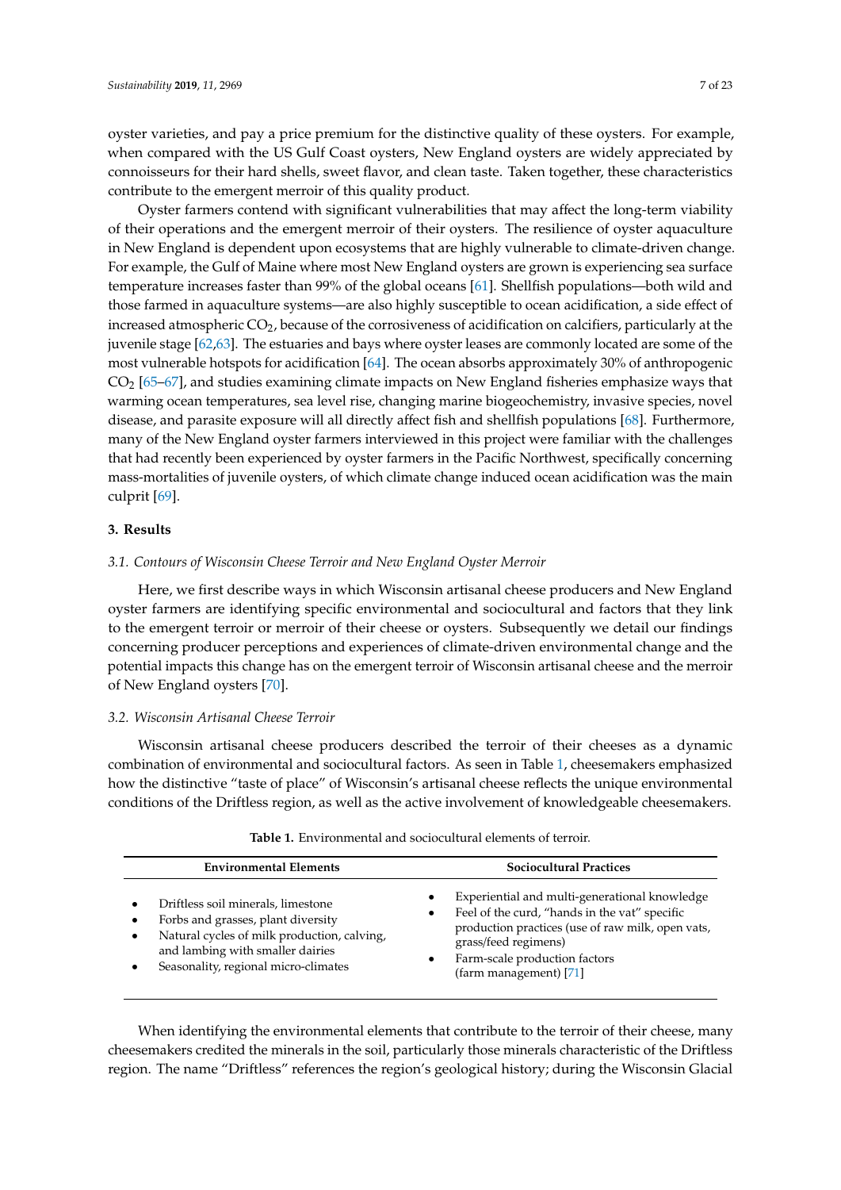oyster varieties, and pay a price premium for the distinctive quality of these oysters. For example, when compared with the US Gulf Coast oysters, New England oysters are widely appreciated by connoisseurs for their hard shells, sweet flavor, and clean taste. Taken together, these characteristics contribute to the emergent merroir of this quality product.

Oyster farmers contend with significant vulnerabilities that may affect the long-term viability of their operations and the emergent merroir of their oysters. The resilience of oyster aquaculture in New England is dependent upon ecosystems that are highly vulnerable to climate-driven change. For example, the Gulf of Maine where most New England oysters are grown is experiencing sea surface temperature increases faster than 99% of the global oceans [61]. Shellfish populations—both wild and those farmed in aquaculture systems—are also highly susceptible to ocean acidification, a side effect of increased atmospheric $CO_2$, because of the corrosiveness of acidification on calcifiers, particularly at the juvenile stage [62,63]. The estuaries and bays where oyster leases are commonly located are some of the most vulnerable hotspots for acidification [64]. The ocean absorbs approximately 30% of anthropogenic $CO_2$ [65–67], and studies examining climate impacts on New England fisheries emphasize ways that warming ocean temperatures, sea level rise, changing marine biogeochemistry, invasive species, novel disease, and parasite exposure will all directly affect fish and shellfish populations [68]. Furthermore, many of the New England oyster farmers interviewed in this project were familiar with the challenges that had recently been experienced by oyster farmers in the Pacific Northwest, specifically concerning mass-mortalities of juvenile oysters, of which climate change induced ocean acidification was the main culprit [69].

## 3. Results

### 3.1. Contours of Wisconsin Cheese Terroir and New England Oyster Merroir

Here, we first describe ways in which Wisconsin artisanal cheese producers and New England oyster farmers are identifying specific environmental and sociocultural and factors that they link to the emergent terroir or merroir of their cheese or oysters. Subsequently we detail our findings concerning producer perceptions and experiences of climate-driven environmental change and the potential impacts this change has on the emergent terroir of Wisconsin artisanal cheese and the merroir of New England oysters [70].

### 3.2. Wisconsin Artisanal Cheese Terroir

Wisconsin artisanal cheese producers described the terroir of their cheeses as a dynamic combination of environmental and sociocultural factors. As seen in Table 1, cheesemakers emphasized how the distinctive "taste of place" of Wisconsin's artisanal cheese reflects the unique environmental conditions of the Driftless region, as well as the active involvement of knowledgeable cheesemakers.

**Table 1.** Environmental and sociocultural elements of terroir.

| Environmental Elements | Sociocultural Practices |
| --- | --- |
| • Driftless soil minerals, limestone<br>• Forbs and grasses, plant diversity<br>• Natural cycles of milk production, calving, and lambing with smaller dairies<br>• Seasonality, regional micro-climates | • Experiential and multi-generational knowledge<br>• Feel of the curd, "hands in the vat" specific production practices (use of raw milk, open vats, grass/feed regimens)<br>• Farm-scale production factors (farm management) [71] |

When identifying the environmental elements that contribute to the terroir of their cheese, many cheesemakers credited the minerals in the soil, particularly those minerals characteristic of the Driftless region. The name "Driftless" references the region's geological history; during the Wisconsin Glacial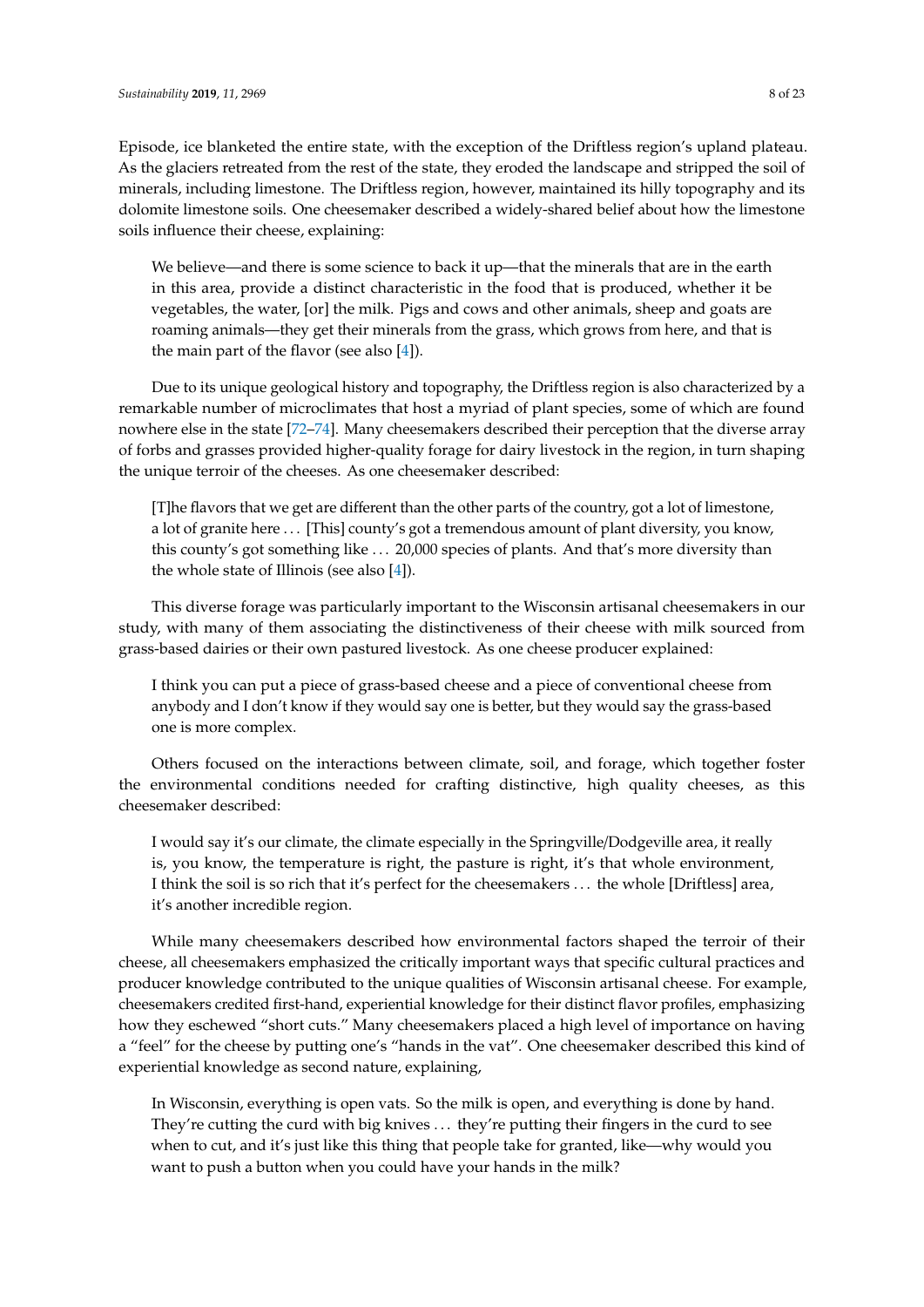Episode, ice blanketed the entire state, with the exception of the Driftless region's upland plateau. As the glaciers retreated from the rest of the state, they eroded the landscape and stripped the soil of minerals, including limestone. The Driftless region, however, maintained its hilly topography and its dolomite limestone soils. One cheesemaker described a widely-shared belief about how the limestone soils influence their cheese, explaining:

> We believe—and there is some science to back it up—that the minerals that are in the earth in this area, provide a distinct characteristic in the food that is produced, whether it be vegetables, the water, [or] the milk. Pigs and cows and other animals, sheep and goats are roaming animals—they get their minerals from the grass, which grows from here, and that is the main part of the flavor (see also [4]).

Due to its unique geological history and topography, the Driftless region is also characterized by a remarkable number of microclimates that host a myriad of plant species, some of which are found nowhere else in the state [72–74]. Many cheesemakers described their perception that the diverse array of forbs and grasses provided higher-quality forage for dairy livestock in the region, in turn shaping the unique terroir of the cheeses. As one cheesemaker described:

> [T]he flavors that we get are different than the other parts of the country, got a lot of limestone, a lot of granite here ... [This] county's got a tremendous amount of plant diversity, you know, this county's got something like ... 20,000 species of plants. And that's more diversity than the whole state of Illinois (see also [4]).

This diverse forage was particularly important to the Wisconsin artisanal cheesemakers in our study, with many of them associating the distinctiveness of their cheese with milk sourced from grass-based dairies or their own pastured livestock. As one cheese producer explained:

> I think you can put a piece of grass-based cheese and a piece of conventional cheese from anybody and I don't know if they would say one is better, but they would say the grass-based one is more complex.

Others focused on the interactions between climate, soil, and forage, which together foster the environmental conditions needed for crafting distinctive, high quality cheeses, as this cheesemaker described:

> I would say it's our climate, the climate especially in the Springville/Dodgeville area, it really is, you know, the temperature is right, the pasture is right, it's that whole environment, I think the soil is so rich that it's perfect for the cheesemakers ... the whole [Driftless] area, it's another incredible region.

While many cheesemakers described how environmental factors shaped the terroir of their cheese, all cheesemakers emphasized the critically important ways that specific cultural practices and producer knowledge contributed to the unique qualities of Wisconsin artisanal cheese. For example, cheesemakers credited first-hand, experiential knowledge for their distinct flavor profiles, emphasizing how they eschewed "short cuts." Many cheesemakers placed a high level of importance on having a "feel" for the cheese by putting one's "hands in the vat". One cheesemaker described this kind of experiential knowledge as second nature, explaining,

> In Wisconsin, everything is open vats. So the milk is open, and everything is done by hand. They're cutting the curd with big knives ... they're putting their fingers in the curd to see when to cut, and it's just like this thing that people take for granted, like—why would you want to push a button when you could have your hands in the milk?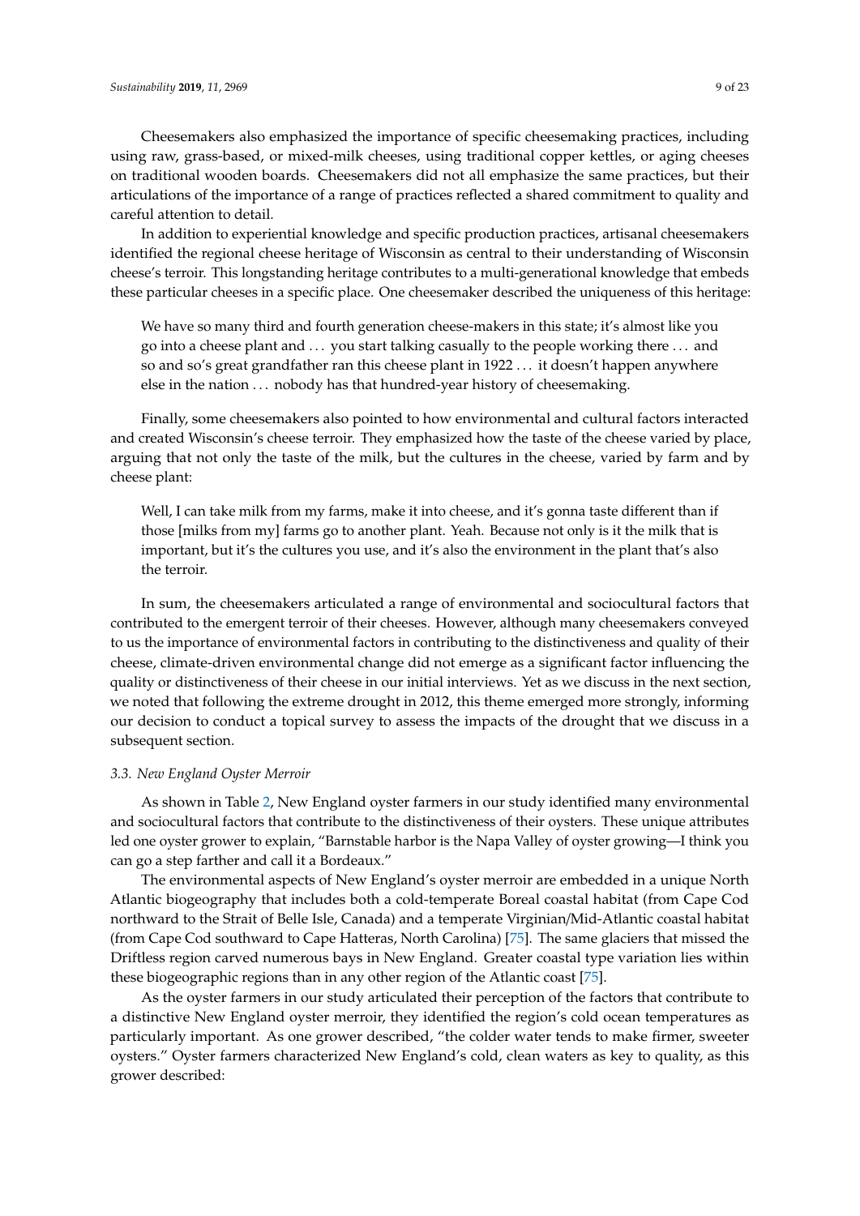Cheesemakers also emphasized the importance of specific cheesemaking practices, including using raw, grass-based, or mixed-milk cheeses, using traditional copper kettles, or aging cheeses on traditional wooden boards. Cheesemakers did not all emphasize the same practices, but their articulations of the importance of a range of practices reflected a shared commitment to quality and careful attention to detail.

In addition to experiential knowledge and specific production practices, artisanal cheesemakers identified the regional cheese heritage of Wisconsin as central to their understanding of Wisconsin cheese's terroir. This longstanding heritage contributes to a multi-generational knowledge that embeds these particular cheeses in a specific place. One cheesemaker described the uniqueness of this heritage:

> We have so many third and fourth generation cheese-makers in this state; it's almost like you go into a cheese plant and . . . you start talking casually to the people working there . . . and so and so's great grandfather ran this cheese plant in 1922 . . . it doesn't happen anywhere else in the nation . . . nobody has that hundred-year history of cheesemaking.

Finally, some cheesemakers also pointed to how environmental and cultural factors interacted and created Wisconsin's cheese terroir. They emphasized how the taste of the cheese varied by place, arguing that not only the taste of the milk, but the cultures in the cheese, varied by farm and by cheese plant:

> Well, I can take milk from my farms, make it into cheese, and it's gonna taste different than if those [milks from my] farms go to another plant. Yeah. Because not only is it the milk that is important, but it's the cultures you use, and it's also the environment in the plant that's also the terroir.

In sum, the cheesemakers articulated a range of environmental and sociocultural factors that contributed to the emergent terroir of their cheeses. However, although many cheesemakers conveyed to us the importance of environmental factors in contributing to the distinctiveness and quality of their cheese, climate-driven environmental change did not emerge as a significant factor influencing the quality or distinctiveness of their cheese in our initial interviews. Yet as we discuss in the next section, we noted that following the extreme drought in 2012, this theme emerged more strongly, informing our decision to conduct a topical survey to assess the impacts of the drought that we discuss in a subsequent section.

### 3.3. New England Oyster Merroir

As shown in Table 2, New England oyster farmers in our study identified many environmental and sociocultural factors that contribute to the distinctiveness of their oysters. These unique attributes led one oyster grower to explain, "Barnstable harbor is the Napa Valley of oyster growing—I think you can go a step farther and call it a Bordeaux."

The environmental aspects of New England's oyster merroir are embedded in a unique North Atlantic biogeography that includes both a cold-temperate Boreal coastal habitat (from Cape Cod northward to the Strait of Belle Isle, Canada) and a temperate Virginian/Mid-Atlantic coastal habitat (from Cape Cod southward to Cape Hatteras, North Carolina) [75]. The same glaciers that missed the Driftless region carved numerous bays in New England. Greater coastal type variation lies within these biogeographic regions than in any other region of the Atlantic coast [75].

As the oyster farmers in our study articulated their perception of the factors that contribute to a distinctive New England oyster merroir, they identified the region's cold ocean temperatures as particularly important. As one grower described, "the colder water tends to make firmer, sweeter oysters." Oyster farmers characterized New England's cold, clean waters as key to quality, as this grower described: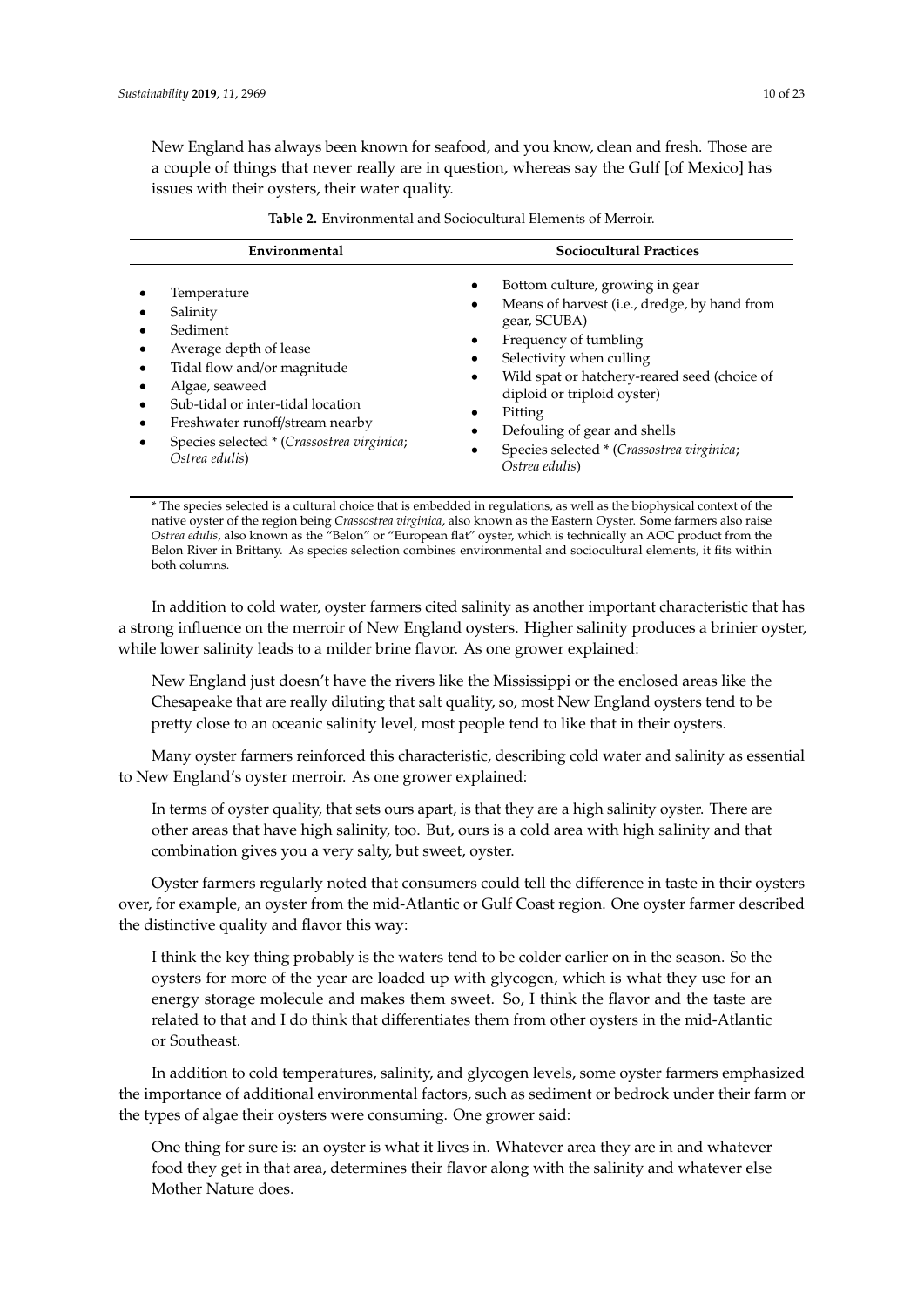> New England has always been known for seafood, and you know, clean and fresh. Those are a couple of things that never really are in question, whereas say the Gulf [of Mexico] has issues with their oysters, their water quality.

**Table 2.** Environmental and Sociocultural Elements of Merroir.

| Environmental | Sociocultural Practices |
| --- | --- |
| • Temperature<br>• Salinity<br>• Sediment<br>• Average depth of lease<br>• Tidal flow and/or magnitude<br>• Algae, seaweed<br>• Sub-tidal or inter-tidal location<br>• Freshwater runoff/stream nearby<br>• Species selected * (*Crassostrea virginica*; *Ostrea edulis*) | • Bottom culture, growing in gear<br>• Means of harvest (i.e., dredge, by hand from gear, SCUBA)<br>• Frequency of tumbling<br>• Selectivity when culling<br>• Wild spat or hatchery-reared seed (choice of diploid or triploid oyster)<br>• Pitting<br>• Defouling of gear and shells<br>• Species selected * (*Crassostrea virginica*; *Ostrea edulis*) |

\* The species selected is a cultural choice that is embedded in regulations, as well as the biophysical context of the native oyster of the region being *Crassostrea virginica*, also known as the Eastern Oyster. Some farmers also raise *Ostrea edulis*, also known as the "Belon" or "European flat" oyster, which is technically an AOC product from the Belon River in Brittany. As species selection combines environmental and sociocultural elements, it fits within both columns.

In addition to cold water, oyster farmers cited salinity as another important characteristic that has a strong influence on the merroir of New England oysters. Higher salinity produces a brinier oyster, while lower salinity leads to a milder brine flavor. As one grower explained:

> New England just doesn't have the rivers like the Mississippi or the enclosed areas like the Chesapeake that are really diluting that salt quality, so, most New England oysters tend to be pretty close to an oceanic salinity level, most people tend to like that in their oysters.

Many oyster farmers reinforced this characteristic, describing cold water and salinity as essential to New England's oyster merroir. As one grower explained:

> In terms of oyster quality, that sets ours apart, is that they are a high salinity oyster. There are other areas that have high salinity, too. But, ours is a cold area with high salinity and that combination gives you a very salty, but sweet, oyster.

Oyster farmers regularly noted that consumers could tell the difference in taste in their oysters over, for example, an oyster from the mid-Atlantic or Gulf Coast region. One oyster farmer described the distinctive quality and flavor this way:

> I think the key thing probably is the waters tend to be colder earlier on in the season. So the oysters for more of the year are loaded up with glycogen, which is what they use for an energy storage molecule and makes them sweet. So, I think the flavor and the taste are related to that and I do think that differentiates them from other oysters in the mid-Atlantic or Southeast.

In addition to cold temperatures, salinity, and glycogen levels, some oyster farmers emphasized the importance of additional environmental factors, such as sediment or bedrock under their farm or the types of algae their oysters were consuming. One grower said:

> One thing for sure is: an oyster is what it lives in. Whatever area they are in and whatever food they get in that area, determines their flavor along with the salinity and whatever else Mother Nature does.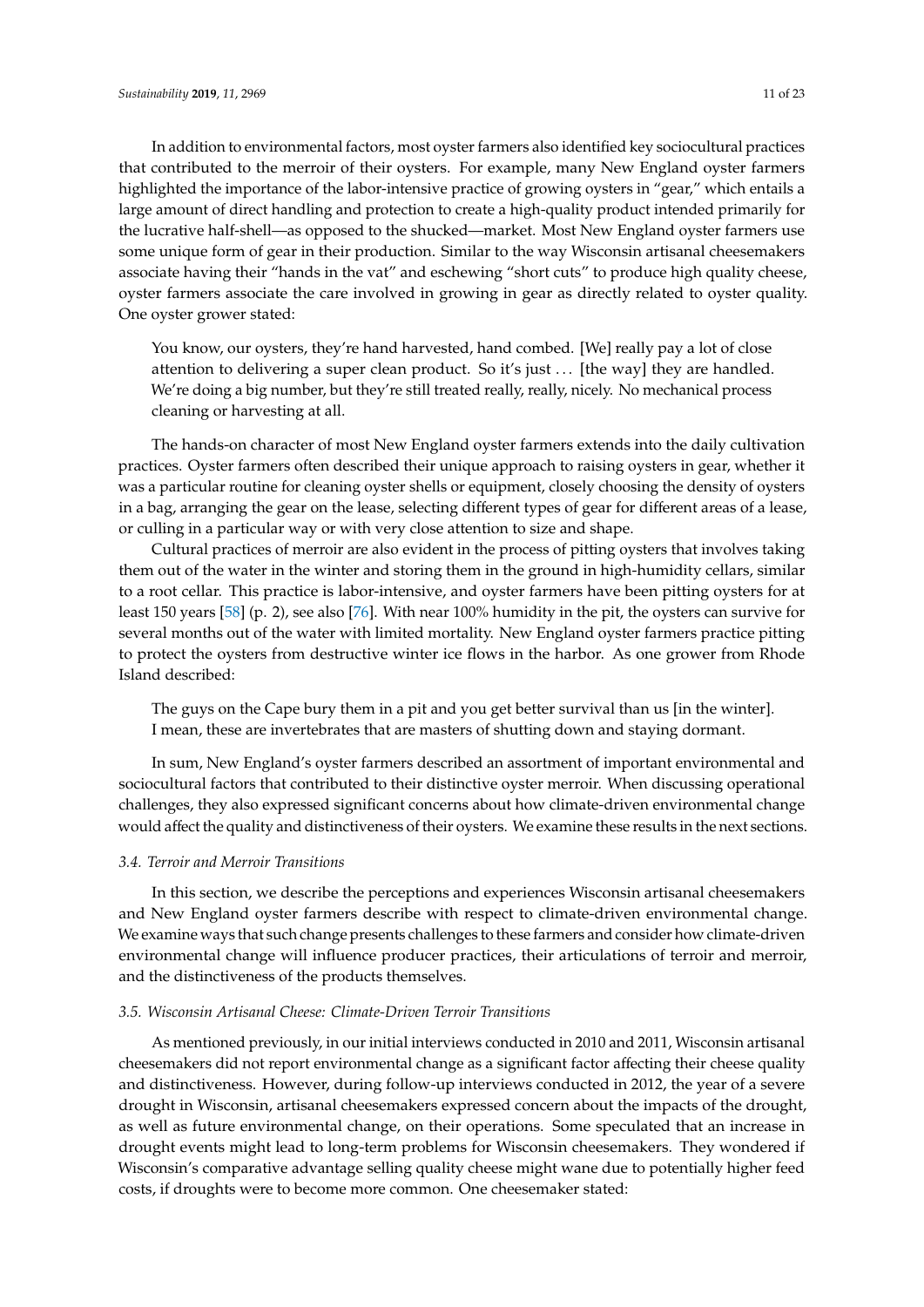In addition to environmental factors, most oyster farmers also identified key sociocultural practices that contributed to the merroir of their oysters. For example, many New England oyster farmers highlighted the importance of the labor-intensive practice of growing oysters in "gear," which entails a large amount of direct handling and protection to create a high-quality product intended primarily for the lucrative half-shell—as opposed to the shucked—market. Most New England oyster farmers use some unique form of gear in their production. Similar to the way Wisconsin artisanal cheesemakers associate having their "hands in the vat" and eschewing "short cuts" to produce high quality cheese, oyster farmers associate the care involved in growing in gear as directly related to oyster quality. One oyster grower stated:

> You know, our oysters, they're hand harvested, hand combed. [We] really pay a lot of close attention to delivering a super clean product. So it's just ... [the way] they are handled. We're doing a big number, but they're still treated really, really, nicely. No mechanical process cleaning or harvesting at all.

The hands-on character of most New England oyster farmers extends into the daily cultivation practices. Oyster farmers often described their unique approach to raising oysters in gear, whether it was a particular routine for cleaning oyster shells or equipment, closely choosing the density of oysters in a bag, arranging the gear on the lease, selecting different types of gear for different areas of a lease, or culling in a particular way or with very close attention to size and shape.

Cultural practices of merroir are also evident in the process of pitting oysters that involves taking them out of the water in the winter and storing them in the ground in high-humidity cellars, similar to a root cellar. This practice is labor-intensive, and oyster farmers have been pitting oysters for at least 150 years [58] (p. 2), see also [76]. With near 100% humidity in the pit, the oysters can survive for several months out of the water with limited mortality. New England oyster farmers practice pitting to protect the oysters from destructive winter ice flows in the harbor. As one grower from Rhode Island described:

> The guys on the Cape bury them in a pit and you get better survival than us [in the winter]. I mean, these are invertebrates that are masters of shutting down and staying dormant.

In sum, New England's oyster farmers described an assortment of important environmental and sociocultural factors that contributed to their distinctive oyster merroir. When discussing operational challenges, they also expressed significant concerns about how climate-driven environmental change would affect the quality and distinctiveness of their oysters. We examine these results in the next sections.

### *3.4. Terroir and Merroir Transitions*

In this section, we describe the perceptions and experiences Wisconsin artisanal cheesemakers and New England oyster farmers describe with respect to climate-driven environmental change. We examine ways that such change presents challenges to these farmers and consider how climate-driven environmental change will influence producer practices, their articulations of terroir and merroir, and the distinctiveness of the products themselves.

### *3.5. Wisconsin Artisanal Cheese: Climate-Driven Terroir Transitions*

As mentioned previously, in our initial interviews conducted in 2010 and 2011, Wisconsin artisanal cheesemakers did not report environmental change as a significant factor affecting their cheese quality and distinctiveness. However, during follow-up interviews conducted in 2012, the year of a severe drought in Wisconsin, artisanal cheesemakers expressed concern about the impacts of the drought, as well as future environmental change, on their operations. Some speculated that an increase in drought events might lead to long-term problems for Wisconsin cheesemakers. They wondered if Wisconsin's comparative advantage selling quality cheese might wane due to potentially higher feed costs, if droughts were to become more common. One cheesemaker stated: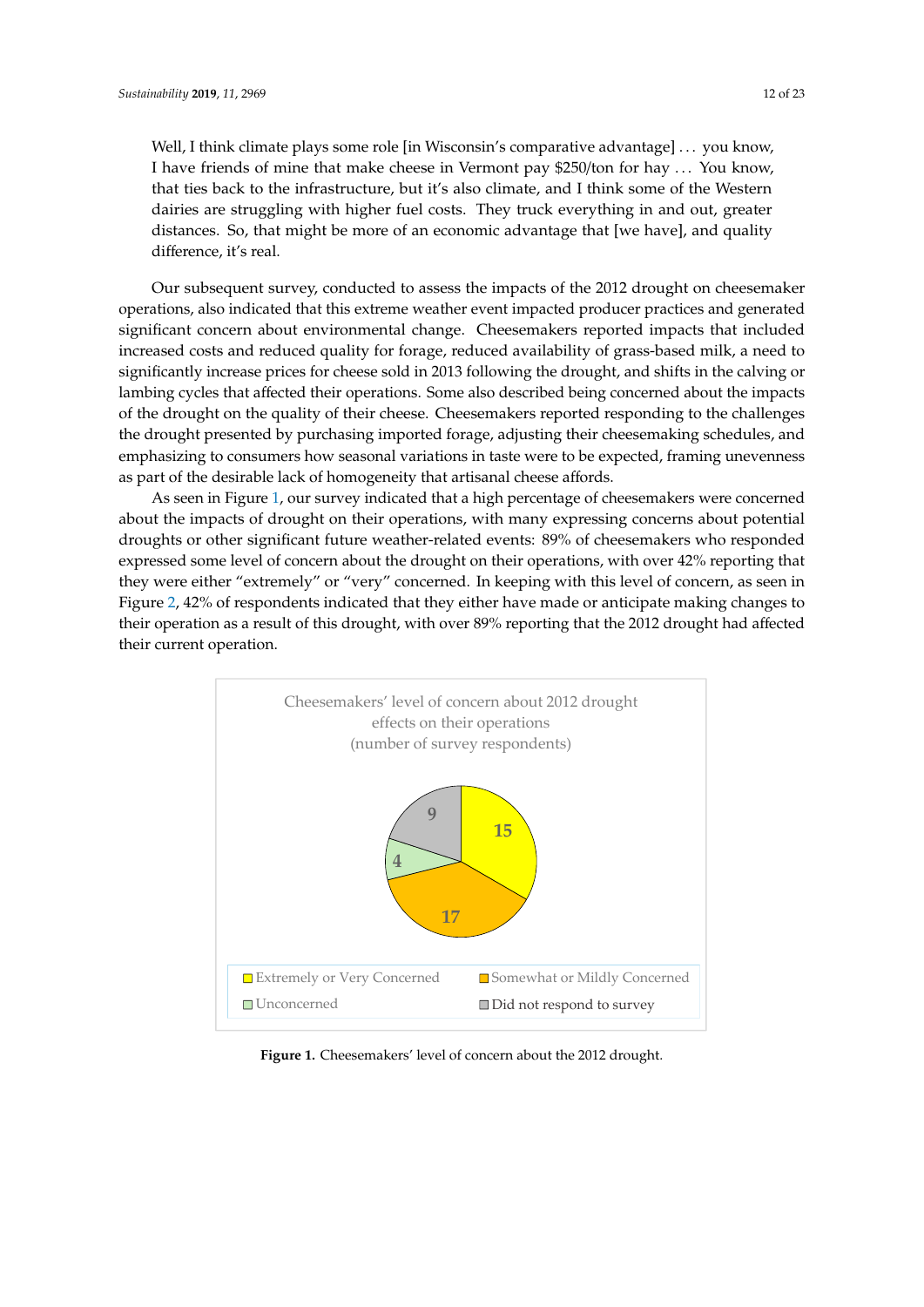Well, I think climate plays some role [in Wisconsin's comparative advantage] . . . you know, I have friends of mine that make cheese in Vermont pay $250/ton for hay . . . You know, that ties back to the infrastructure, but it's also climate, and I think some of the Western dairies are struggling with higher fuel costs. They truck everything in and out, greater distances. So, that might be more of an economic advantage that [we have], and quality difference, it's real.

Our subsequent survey, conducted to assess the impacts of the 2012 drought on cheesemaker operations, also indicated that this extreme weather event impacted producer practices and generated significant concern about environmental change. Cheesemakers reported impacts that included increased costs and reduced quality for forage, reduced availability of grass-based milk, a need to significantly increase prices for cheese sold in 2013 following the drought, and shifts in the calving or lambing cycles that affected their operations. Some also described being concerned about the impacts of the drought on the quality of their cheese. Cheesemakers reported responding to the challenges the drought presented by purchasing imported forage, adjusting their cheesemaking schedules, and emphasizing to consumers how seasonal variations in taste were to be expected, framing unevenness as part of the desirable lack of homogeneity that artisanal cheese affords.

As seen in Figure 1, our survey indicated that a high percentage of cheesemakers were concerned about the impacts of drought on their operations, with many expressing concerns about potential droughts or other significant future weather-related events: 89% of cheesemakers who responded expressed some level of concern about the drought on their operations, with over 42% reporting that they were either "extremely" or "very" concerned. In keeping with this level of concern, as seen in Figure 2, 42% of respondents indicated that they either have made or anticipate making changes to their operation as a result of this drought, with over 89% reporting that the 2012 drought had affected their current operation.

Cheesemakers' level of concern about 2012 drought effects on their operations (number of survey respondents)

| Category | Number of respondents |
| --- | --- |
| Extremely or Very Concerned | 15 |
| Somewhat or Mildly Concerned | 17 |
| Unconcerned | 4 |
| Did not respond to survey | 9 |

**Figure 1.** Cheesemakers' level of concern about the 2012 drought.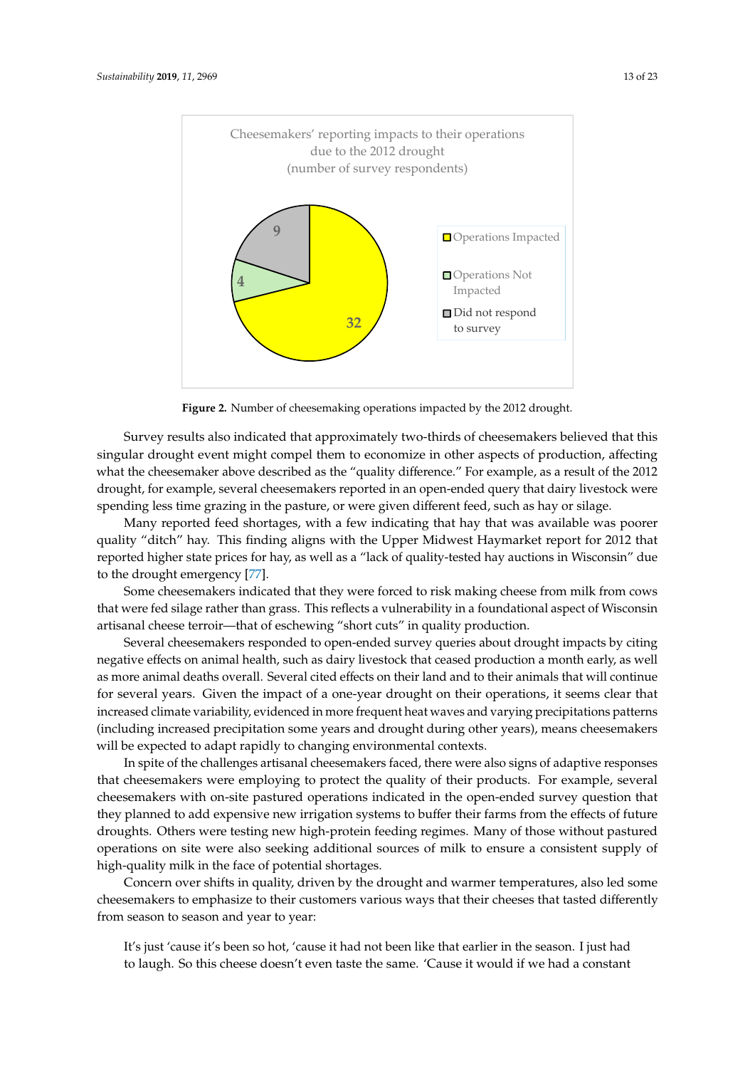**Figure 2.** Number of cheesemaking operations impacted by the 2012 drought.

Survey results also indicated that approximately two-thirds of cheesemakers believed that this singular drought event might compel them to economize in other aspects of production, affecting what the cheesemaker above described as the "quality difference." For example, as a result of the 2012 drought, for example, several cheesemakers reported in an open-ended query that dairy livestock were spending less time grazing in the pasture, or were given different feed, such as hay or silage.

Many reported feed shortages, with a few indicating that hay that was available was poorer quality "ditch" hay. This finding aligns with the Upper Midwest Haymarket report for 2012 that reported higher state prices for hay, as well as a "lack of quality-tested hay auctions in Wisconsin" due to the drought emergency [77].

Some cheesemakers indicated that they were forced to risk making cheese from milk from cows that were fed silage rather than grass. This reflects a vulnerability in a foundational aspect of Wisconsin artisanal cheese terroir—that of eschewing "short cuts" in quality production.

Several cheesemakers responded to open-ended survey queries about drought impacts by citing negative effects on animal health, such as dairy livestock that ceased production a month early, as well as more animal deaths overall. Several cited effects on their land and to their animals that will continue for several years. Given the impact of a one-year drought on their operations, it seems clear that increased climate variability, evidenced in more frequent heat waves and varying precipitations patterns (including increased precipitation some years and drought during other years), means cheesemakers will be expected to adapt rapidly to changing environmental contexts.

In spite of the challenges artisanal cheesemakers faced, there were also signs of adaptive responses that cheesemakers were employing to protect the quality of their products. For example, several cheesemakers with on-site pastured operations indicated in the open-ended survey question that they planned to add expensive new irrigation systems to buffer their farms from the effects of future droughts. Others were testing new high-protein feeding regimes. Many of those without pastured operations on site were also seeking additional sources of milk to ensure a consistent supply of high-quality milk in the face of potential shortages.

Concern over shifts in quality, driven by the drought and warmer temperatures, also led some cheesemakers to emphasize to their customers various ways that their cheeses that tasted differently from season to season and year to year:

> It's just 'cause it's been so hot, 'cause it had not been like that earlier in the season. I just had to laugh. So this cheese doesn't even taste the same. 'Cause it would if we had a constant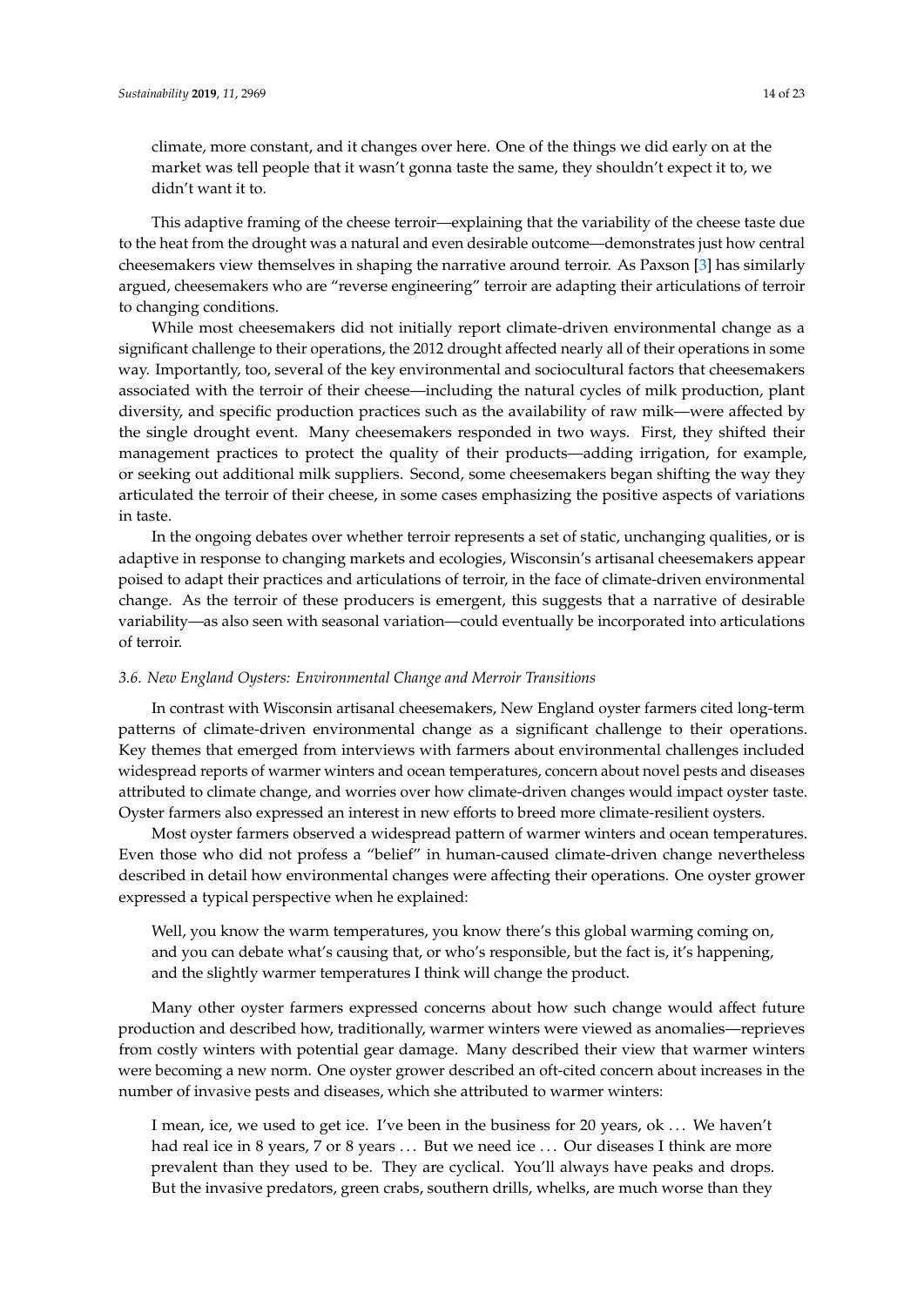> climate, more constant, and it changes over here. One of the things we did early on at the market was tell people that it wasn't gonna taste the same, they shouldn't expect it to, we didn't want it to.

This adaptive framing of the cheese terroir—explaining that the variability of the cheese taste due to the heat from the drought was a natural and even desirable outcome—demonstrates just how central cheesemakers view themselves in shaping the narrative around terroir. As Paxson [3] has similarly argued, cheesemakers who are "reverse engineering" terroir are adapting their articulations of terroir to changing conditions.

While most cheesemakers did not initially report climate-driven environmental change as a significant challenge to their operations, the 2012 drought affected nearly all of their operations in some way. Importantly, too, several of the key environmental and sociocultural factors that cheesemakers associated with the terroir of their cheese—including the natural cycles of milk production, plant diversity, and specific production practices such as the availability of raw milk—were affected by the single drought event. Many cheesemakers responded in two ways. First, they shifted their management practices to protect the quality of their products—adding irrigation, for example, or seeking out additional milk suppliers. Second, some cheesemakers began shifting the way they articulated the terroir of their cheese, in some cases emphasizing the positive aspects of variations in taste.

In the ongoing debates over whether terroir represents a set of static, unchanging qualities, or is adaptive in response to changing markets and ecologies, Wisconsin's artisanal cheesemakers appear poised to adapt their practices and articulations of terroir, in the face of climate-driven environmental change. As the terroir of these producers is emergent, this suggests that a narrative of desirable variability—as also seen with seasonal variation—could eventually be incorporated into articulations of terroir.

### *3.6. New England Oysters: Environmental Change and Merroir Transitions*

In contrast with Wisconsin artisanal cheesemakers, New England oyster farmers cited long-term patterns of climate-driven environmental change as a significant challenge to their operations. Key themes that emerged from interviews with farmers about environmental challenges included widespread reports of warmer winters and ocean temperatures, concern about novel pests and diseases attributed to climate change, and worries over how climate-driven changes would impact oyster taste. Oyster farmers also expressed an interest in new efforts to breed more climate-resilient oysters.

Most oyster farmers observed a widespread pattern of warmer winters and ocean temperatures. Even those who did not profess a "belief" in human-caused climate-driven change nevertheless described in detail how environmental changes were affecting their operations. One oyster grower expressed a typical perspective when he explained:

> Well, you know the warm temperatures, you know there's this global warming coming on, and you can debate what's causing that, or who's responsible, but the fact is, it's happening, and the slightly warmer temperatures I think will change the product.

Many other oyster farmers expressed concerns about how such change would affect future production and described how, traditionally, warmer winters were viewed as anomalies—reprieves from costly winters with potential gear damage. Many described their view that warmer winters were becoming a new norm. One oyster grower described an oft-cited concern about increases in the number of invasive pests and diseases, which she attributed to warmer winters:

> I mean, ice, we used to get ice. I've been in the business for 20 years, ok ... We haven't had real ice in 8 years, 7 or 8 years ... But we need ice ... Our diseases I think are more prevalent than they used to be. They are cyclical. You'll always have peaks and drops. But the invasive predators, green crabs, southern drills, whelks, are much worse than they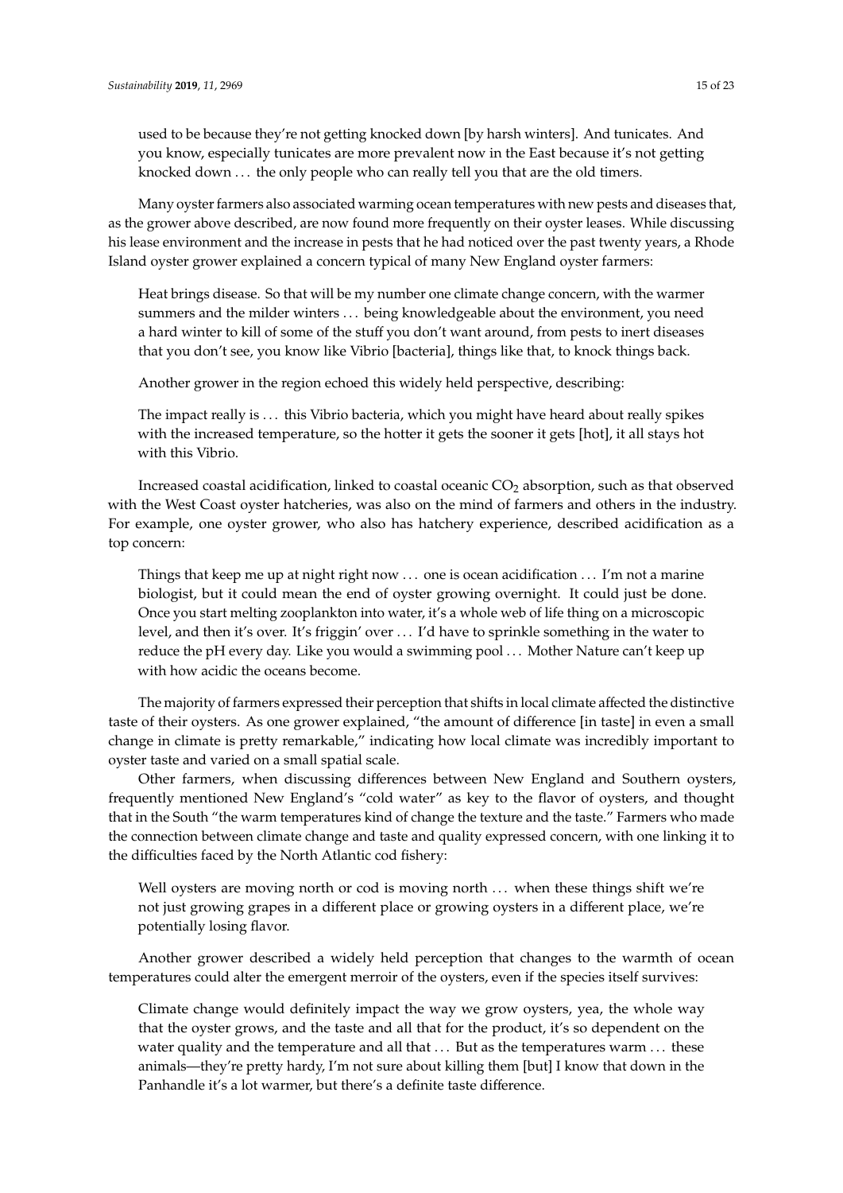used to be because they're not getting knocked down [by harsh winters]. And tunicates. And you know, especially tunicates are more prevalent now in the East because it's not getting knocked down ... the only people who can really tell you that are the old timers.

Many oyster farmers also associated warming ocean temperatures with new pests and diseases that, as the grower above described, are now found more frequently on their oyster leases. While discussing his lease environment and the increase in pests that he had noticed over the past twenty years, a Rhode Island oyster grower explained a concern typical of many New England oyster farmers:

> Heat brings disease. So that will be my number one climate change concern, with the warmer summers and the milder winters ... being knowledgeable about the environment, you need a hard winter to kill of some of the stuff you don't want around, from pests to inert diseases that you don't see, you know like Vibrio [bacteria], things like that, to knock things back.

Another grower in the region echoed this widely held perspective, describing:

> The impact really is ... this Vibrio bacteria, which you might have heard about really spikes with the increased temperature, so the hotter it gets the sooner it gets [hot], it all stays hot with this Vibrio.

Increased coastal acidification, linked to coastal oceanic $CO_2$ absorption, such as that observed with the West Coast oyster hatcheries, was also on the mind of farmers and others in the industry. For example, one oyster grower, who also has hatchery experience, described acidification as a top concern:

> Things that keep me up at night right now ... one is ocean acidification ... I'm not a marine biologist, but it could mean the end of oyster growing overnight. It could just be done. Once you start melting zooplankton into water, it's a whole web of life thing on a microscopic level, and then it's over. It's friggin' over ... I'd have to sprinkle something in the water to reduce the pH every day. Like you would a swimming pool ... Mother Nature can't keep up with how acidic the oceans become.

The majority of farmers expressed their perception that shifts in local climate affected the distinctive taste of their oysters. As one grower explained, "the amount of difference [in taste] in even a small change in climate is pretty remarkable," indicating how local climate was incredibly important to oyster taste and varied on a small spatial scale.

Other farmers, when discussing differences between New England and Southern oysters, frequently mentioned New England's "cold water" as key to the flavor of oysters, and thought that in the South "the warm temperatures kind of change the texture and the taste." Farmers who made the connection between climate change and taste and quality expressed concern, with one linking it to the difficulties faced by the North Atlantic cod fishery:

> Well oysters are moving north or cod is moving north ... when these things shift we're not just growing grapes in a different place or growing oysters in a different place, we're potentially losing flavor.

Another grower described a widely held perception that changes to the warmth of ocean temperatures could alter the emergent merroir of the oysters, even if the species itself survives:

> Climate change would definitely impact the way we grow oysters, yea, the whole way that the oyster grows, and the taste and all that for the product, it's so dependent on the water quality and the temperature and all that ... But as the temperatures warm ... these animals—they're pretty hardy, I'm not sure about killing them [but] I know that down in the Panhandle it's a lot warmer, but there's a definite taste difference.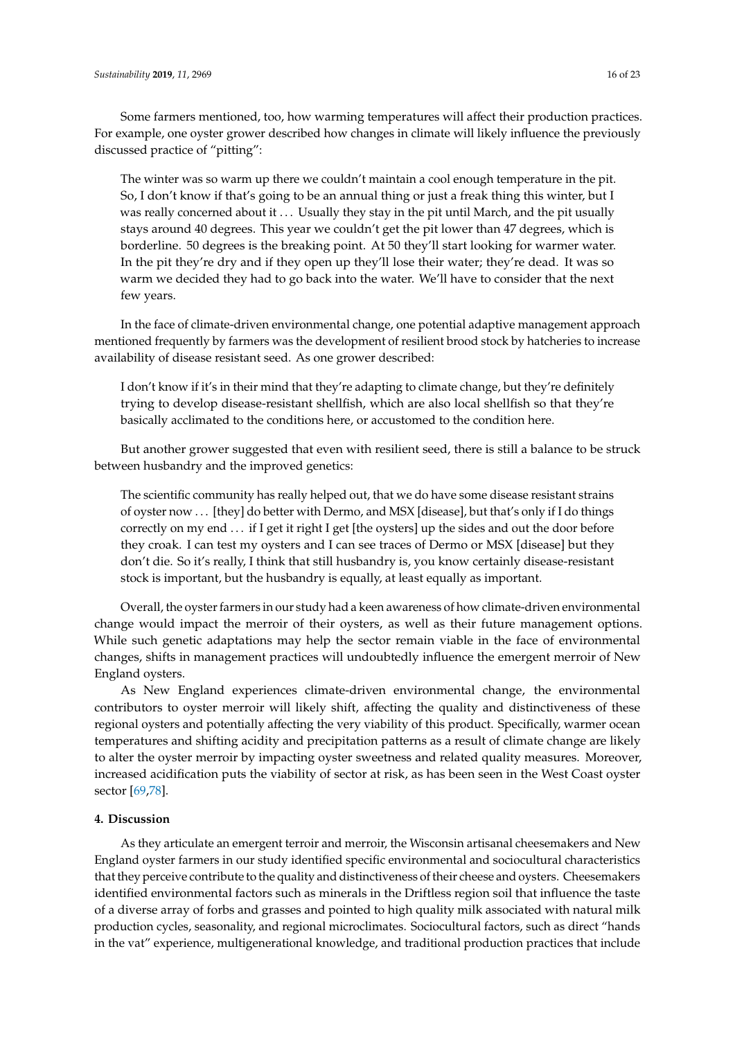Some farmers mentioned, too, how warming temperatures will affect their production practices. For example, one oyster grower described how changes in climate will likely influence the previously discussed practice of "pitting":

> The winter was so warm up there we couldn't maintain a cool enough temperature in the pit. So, I don't know if that's going to be an annual thing or just a freak thing this winter, but I was really concerned about it ... Usually they stay in the pit until March, and the pit usually stays around 40 degrees. This year we couldn't get the pit lower than 47 degrees, which is borderline. 50 degrees is the breaking point. At 50 they'll start looking for warmer water. In the pit they're dry and if they open up they'll lose their water; they're dead. It was so warm we decided they had to go back into the water. We'll have to consider that the next few years.

In the face of climate-driven environmental change, one potential adaptive management approach mentioned frequently by farmers was the development of resilient brood stock by hatcheries to increase availability of disease resistant seed. As one grower described:

> I don't know if it's in their mind that they're adapting to climate change, but they're definitely trying to develop disease-resistant shellfish, which are also local shellfish so that they're basically acclimated to the conditions here, or accustomed to the condition here.

But another grower suggested that even with resilient seed, there is still a balance to be struck between husbandry and the improved genetics:

> The scientific community has really helped out, that we do have some disease resistant strains of oyster now ... [they] do better with Dermo, and MSX [disease], but that's only if I do things correctly on my end ... if I get it right I get [the oysters] up the sides and out the door before they croak. I can test my oysters and I can see traces of Dermo or MSX [disease] but they don't die. So it's really, I think that still husbandry is, you know certainly disease-resistant stock is important, but the husbandry is equally, at least equally as important.

Overall, the oyster farmers in our study had a keen awareness of how climate-driven environmental change would impact the merroir of their oysters, as well as their future management options. While such genetic adaptations may help the sector remain viable in the face of environmental changes, shifts in management practices will undoubtedly influence the emergent merroir of New England oysters.

As New England experiences climate-driven environmental change, the environmental contributors to oyster merroir will likely shift, affecting the quality and distinctiveness of these regional oysters and potentially affecting the very viability of this product. Specifically, warmer ocean temperatures and shifting acidity and precipitation patterns as a result of climate change are likely to alter the oyster merroir by impacting oyster sweetness and related quality measures. Moreover, increased acidification puts the viability of sector at risk, as has been seen in the West Coast oyster sector [69,78].

## 4. Discussion

As they articulate an emergent terroir and merroir, the Wisconsin artisanal cheesemakers and New England oyster farmers in our study identified specific environmental and sociocultural characteristics that they perceive contribute to the quality and distinctiveness of their cheese and oysters. Cheesemakers identified environmental factors such as minerals in the Driftless region soil that influence the taste of a diverse array of forbs and grasses and pointed to high quality milk associated with natural milk production cycles, seasonality, and regional microclimates. Sociocultural factors, such as direct "hands in the vat" experience, multigenerational knowledge, and traditional production practices that include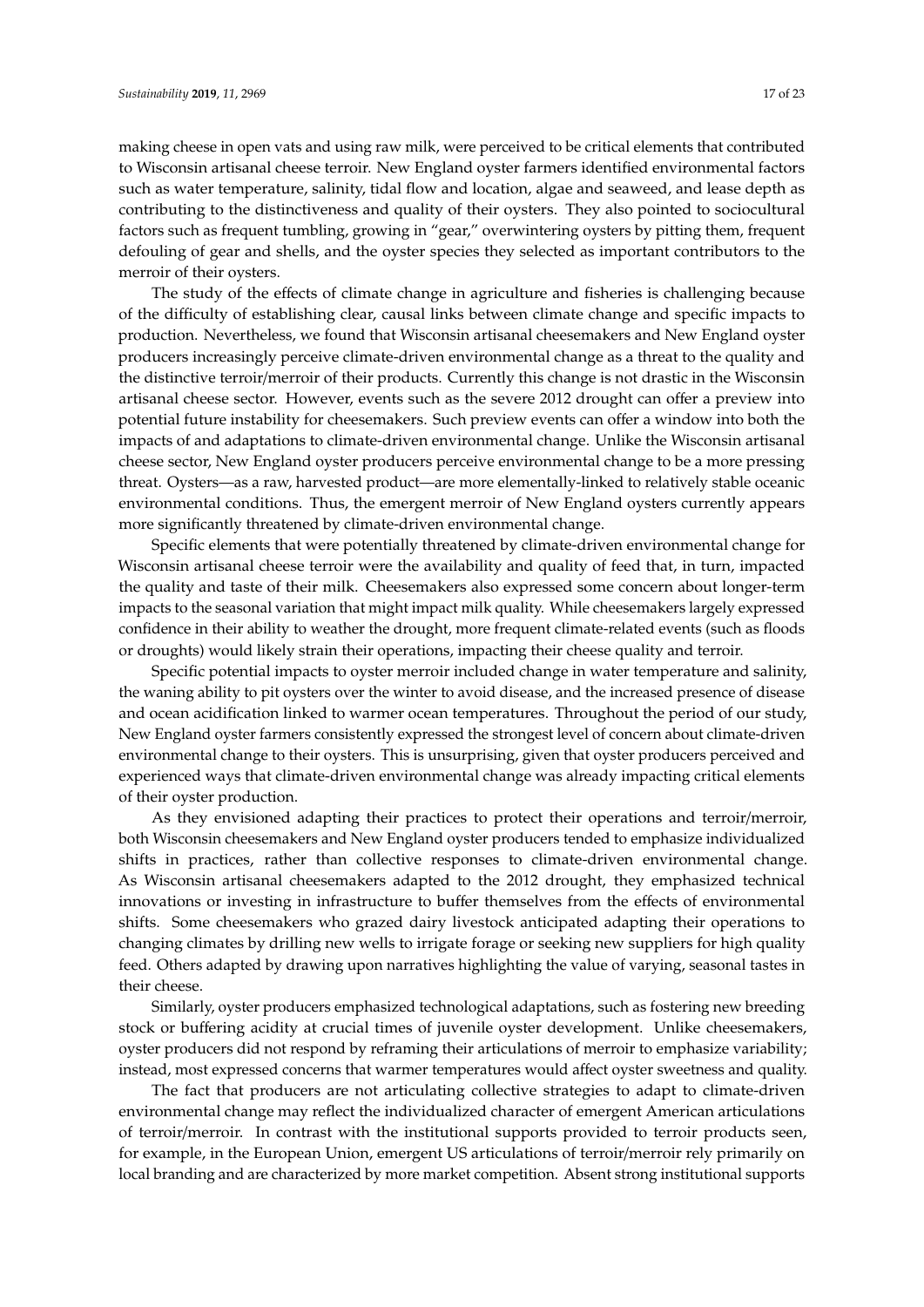making cheese in open vats and using raw milk, were perceived to be critical elements that contributed to Wisconsin artisanal cheese terroir. New England oyster farmers identified environmental factors such as water temperature, salinity, tidal flow and location, algae and seaweed, and lease depth as contributing to the distinctiveness and quality of their oysters. They also pointed to sociocultural factors such as frequent tumbling, growing in "gear," overwintering oysters by pitting them, frequent defouling of gear and shells, and the oyster species they selected as important contributors to the merroir of their oysters.

The study of the effects of climate change in agriculture and fisheries is challenging because of the difficulty of establishing clear, causal links between climate change and specific impacts to production. Nevertheless, we found that Wisconsin artisanal cheesemakers and New England oyster producers increasingly perceive climate-driven environmental change as a threat to the quality and the distinctive terroir/merroir of their products. Currently this change is not drastic in the Wisconsin artisanal cheese sector. However, events such as the severe 2012 drought can offer a preview into potential future instability for cheesemakers. Such preview events can offer a window into both the impacts of and adaptations to climate-driven environmental change. Unlike the Wisconsin artisanal cheese sector, New England oyster producers perceive environmental change to be a more pressing threat. Oysters—as a raw, harvested product—are more elementally-linked to relatively stable oceanic environmental conditions. Thus, the emergent merroir of New England oysters currently appears more significantly threatened by climate-driven environmental change.

Specific elements that were potentially threatened by climate-driven environmental change for Wisconsin artisanal cheese terroir were the availability and quality of feed that, in turn, impacted the quality and taste of their milk. Cheesemakers also expressed some concern about longer-term impacts to the seasonal variation that might impact milk quality. While cheesemakers largely expressed confidence in their ability to weather the drought, more frequent climate-related events (such as floods or droughts) would likely strain their operations, impacting their cheese quality and terroir.

Specific potential impacts to oyster merroir included change in water temperature and salinity, the waning ability to pit oysters over the winter to avoid disease, and the increased presence of disease and ocean acidification linked to warmer ocean temperatures. Throughout the period of our study, New England oyster farmers consistently expressed the strongest level of concern about climate-driven environmental change to their oysters. This is unsurprising, given that oyster producers perceived and experienced ways that climate-driven environmental change was already impacting critical elements of their oyster production.

As they envisioned adapting their practices to protect their operations and terroir/merroir, both Wisconsin cheesemakers and New England oyster producers tended to emphasize individualized shifts in practices, rather than collective responses to climate-driven environmental change. As Wisconsin artisanal cheesemakers adapted to the 2012 drought, they emphasized technical innovations or investing in infrastructure to buffer themselves from the effects of environmental shifts. Some cheesemakers who grazed dairy livestock anticipated adapting their operations to changing climates by drilling new wells to irrigate forage or seeking new suppliers for high quality feed. Others adapted by drawing upon narratives highlighting the value of varying, seasonal tastes in their cheese.

Similarly, oyster producers emphasized technological adaptations, such as fostering new breeding stock or buffering acidity at crucial times of juvenile oyster development. Unlike cheesemakers, oyster producers did not respond by reframing their articulations of merroir to emphasize variability; instead, most expressed concerns that warmer temperatures would affect oyster sweetness and quality.

The fact that producers are not articulating collective strategies to adapt to climate-driven environmental change may reflect the individualized character of emergent American articulations of terroir/merroir. In contrast with the institutional supports provided to terroir products seen, for example, in the European Union, emergent US articulations of terroir/merroir rely primarily on local branding and are characterized by more market competition. Absent strong institutional supports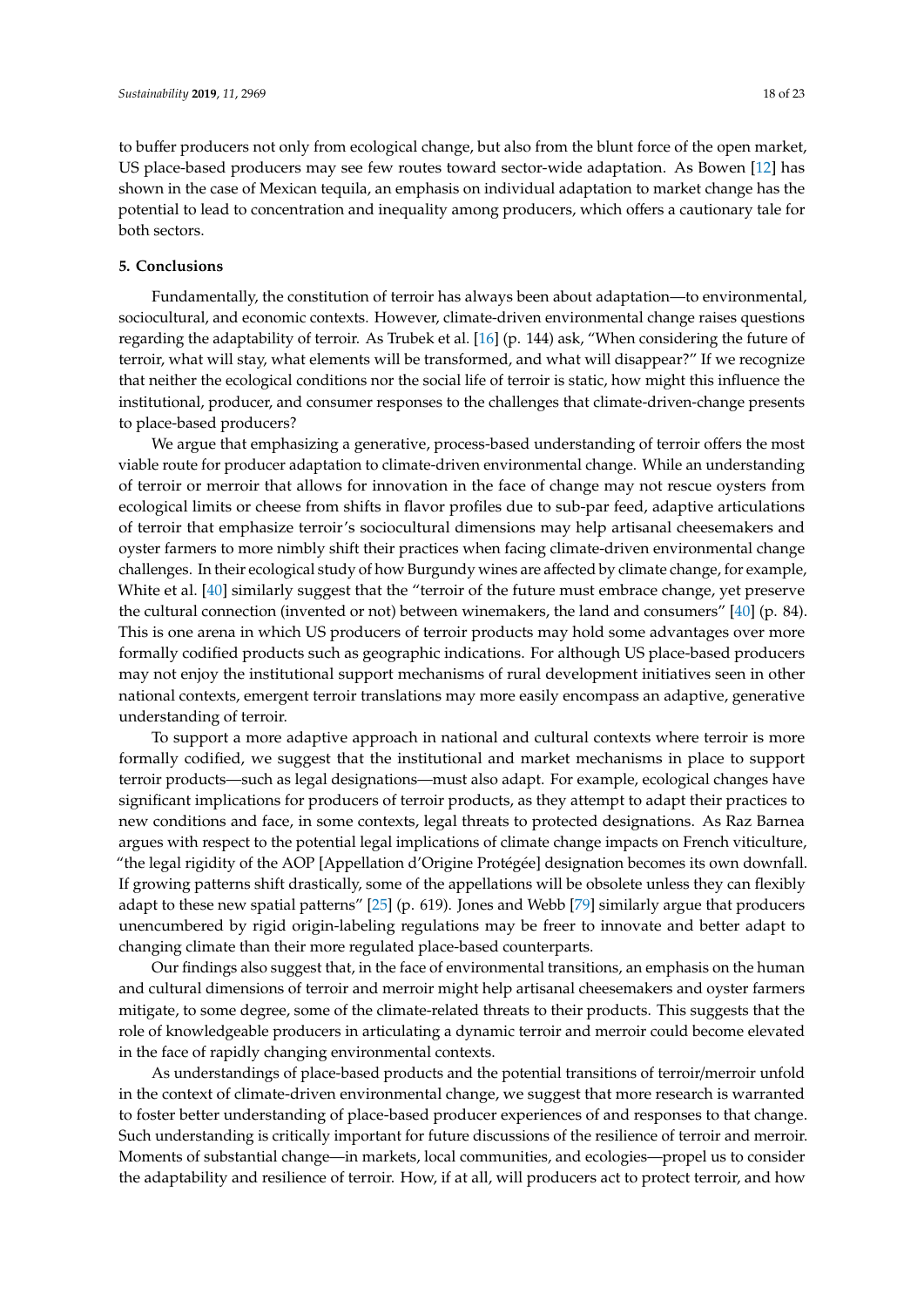to buffer producers not only from ecological change, but also from the blunt force of the open market, US place-based producers may see few routes toward sector-wide adaptation. As Bowen [12] has shown in the case of Mexican tequila, an emphasis on individual adaptation to market change has the potential to lead to concentration and inequality among producers, which offers a cautionary tale for both sectors.

## 5. Conclusions

Fundamentally, the constitution of terroir has always been about adaptation—to environmental, sociocultural, and economic contexts. However, climate-driven environmental change raises questions regarding the adaptability of terroir. As Trubek et al. [16] (p. 144) ask, "When considering the future of terroir, what will stay, what elements will be transformed, and what will disappear?" If we recognize that neither the ecological conditions nor the social life of terroir is static, how might this influence the institutional, producer, and consumer responses to the challenges that climate-driven-change presents to place-based producers?

We argue that emphasizing a generative, process-based understanding of terroir offers the most viable route for producer adaptation to climate-driven environmental change. While an understanding of terroir or merroir that allows for innovation in the face of change may not rescue oysters from ecological limits or cheese from shifts in flavor profiles due to sub-par feed, adaptive articulations of terroir that emphasize terroir's sociocultural dimensions may help artisanal cheesemakers and oyster farmers to more nimbly shift their practices when facing climate-driven environmental change challenges. In their ecological study of how Burgundy wines are affected by climate change, for example, White et al. [40] similarly suggest that the "terroir of the future must embrace change, yet preserve the cultural connection (invented or not) between winemakers, the land and consumers" [40] (p. 84). This is one arena in which US producers of terroir products may hold some advantages over more formally codified products such as geographic indications. For although US place-based producers may not enjoy the institutional support mechanisms of rural development initiatives seen in other national contexts, emergent terroir translations may more easily encompass an adaptive, generative understanding of terroir.

To support a more adaptive approach in national and cultural contexts where terroir is more formally codified, we suggest that the institutional and market mechanisms in place to support terroir products—such as legal designations—must also adapt. For example, ecological changes have significant implications for producers of terroir products, as they attempt to adapt their practices to new conditions and face, in some contexts, legal threats to protected designations. As Raz Barnea argues with respect to the potential legal implications of climate change impacts on French viticulture, "the legal rigidity of the AOP [Appellation d'Origine Protégée] designation becomes its own downfall. If growing patterns shift drastically, some of the appellations will be obsolete unless they can flexibly adapt to these new spatial patterns" [25] (p. 619). Jones and Webb [79] similarly argue that producers unencumbered by rigid origin-labeling regulations may be freer to innovate and better adapt to changing climate than their more regulated place-based counterparts.

Our findings also suggest that, in the face of environmental transitions, an emphasis on the human and cultural dimensions of terroir and merroir might help artisanal cheesemakers and oyster farmers mitigate, to some degree, some of the climate-related threats to their products. This suggests that the role of knowledgeable producers in articulating a dynamic terroir and merroir could become elevated in the face of rapidly changing environmental contexts.

As understandings of place-based products and the potential transitions of terroir/merroir unfold in the context of climate-driven environmental change, we suggest that more research is warranted to foster better understanding of place-based producer experiences of and responses to that change. Such understanding is critically important for future discussions of the resilience of terroir and merroir. Moments of substantial change—in markets, local communities, and ecologies—propel us to consider the adaptability and resilience of terroir. How, if at all, will producers act to protect terroir, and how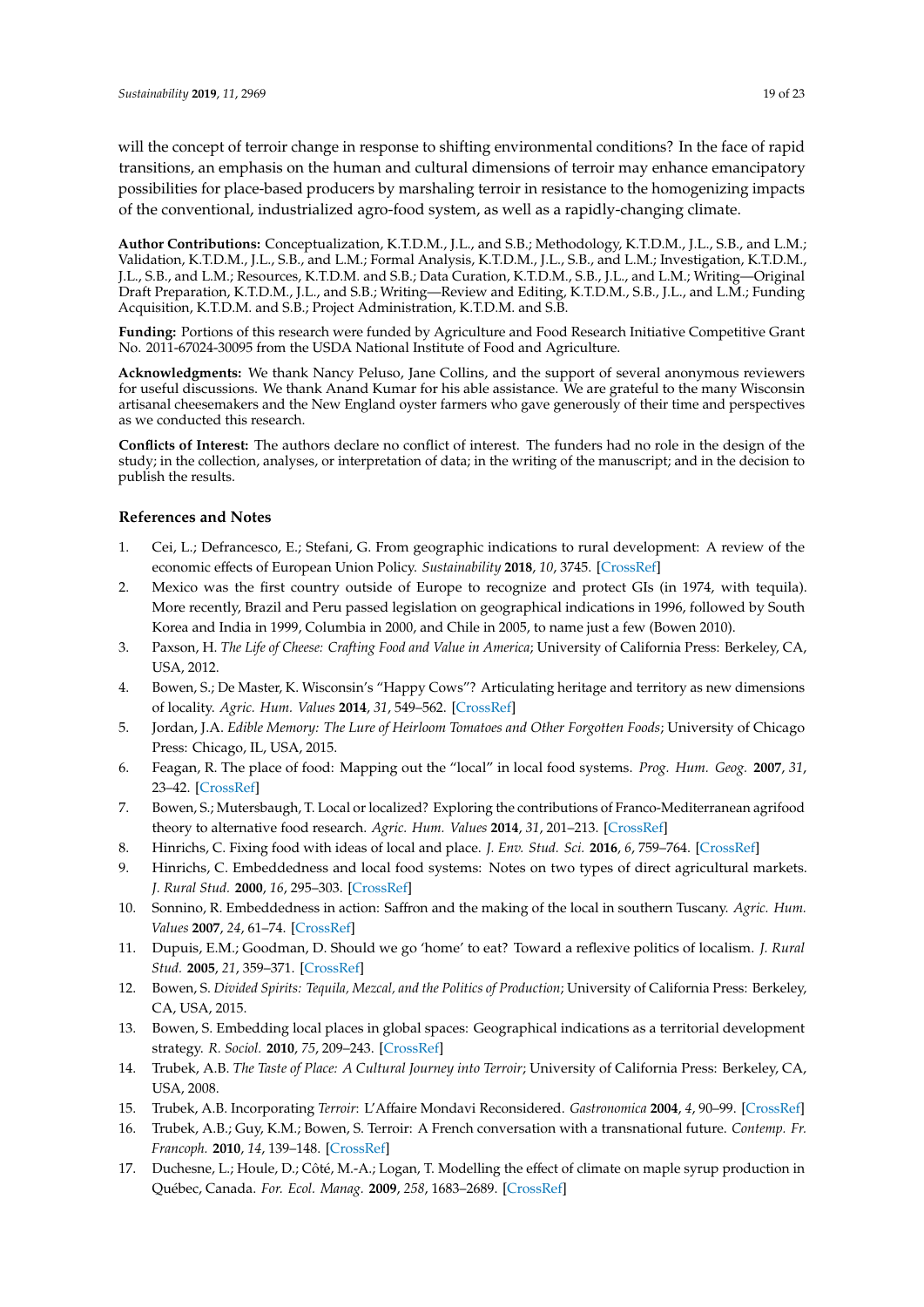will the concept of terroir change in response to shifting environmental conditions? In the face of rapid transitions, an emphasis on the human and cultural dimensions of terroir may enhance emancipatory possibilities for place-based producers by marshaling terroir in resistance to the homogenizing impacts of the conventional, industrialized agro-food system, as well as a rapidly-changing climate.

**Author Contributions:** Conceptualization, K.T.D.M., J.L., and S.B.; Methodology, K.T.D.M., J.L., S.B., and L.M.; Validation, K.T.D.M., J.L., S.B., and L.M.; Formal Analysis, K.T.D.M., J.L., S.B., and L.M.; Investigation, K.T.D.M., J.L., S.B., and L.M.; Resources, K.T.D.M. and S.B.; Data Curation, K.T.D.M., S.B., J.L., and L.M.; Writing—Original Draft Preparation, K.T.D.M., J.L., and S.B.; Writing—Review and Editing, K.T.D.M., S.B., J.L., and L.M.; Funding Acquisition, K.T.D.M. and S.B.; Project Administration, K.T.D.M. and S.B.

**Funding:** Portions of this research were funded by Agriculture and Food Research Initiative Competitive Grant No. 2011-67024-30095 from the USDA National Institute of Food and Agriculture.

**Acknowledgments:** We thank Nancy Peluso, Jane Collins, and the support of several anonymous reviewers for useful discussions. We thank Anand Kumar for his able assistance. We are grateful to the many Wisconsin artisanal cheesemakers and the New England oyster farmers who gave generously of their time and perspectives as we conducted this research.

**Conflicts of Interest:** The authors declare no conflict of interest. The funders had no role in the design of the study; in the collection, analyses, or interpretation of data; in the writing of the manuscript; and in the decision to publish the results.

## References and Notes

1. Cei, L.; Defrancesco, E.; Stefani, G. From geographic indications to rural development: A review of the economic effects of European Union Policy. *Sustainability* **2018**, *10*, 3745. [CrossRef]
2. Mexico was the first country outside of Europe to recognize and protect GIs (in 1974, with tequila). More recently, Brazil and Peru passed legislation on geographical indications in 1996, followed by South Korea and India in 1999, Columbia in 2000, and Chile in 2005, to name just a few (Bowen 2010).
3. Paxson, H. *The Life of Cheese: Crafting Food and Value in America*; University of California Press: Berkeley, CA, USA, 2012.
4. Bowen, S.; De Master, K. Wisconsin's "Happy Cows"? Articulating heritage and territory as new dimensions of locality. *Agric. Hum. Values* **2014**, *31*, 549–562. [CrossRef]
5. Jordan, J.A. *Edible Memory: The Lure of Heirloom Tomatoes and Other Forgotten Foods*; University of Chicago Press: Chicago, IL, USA, 2015.
6. Feagan, R. The place of food: Mapping out the "local" in local food systems. *Prog. Hum. Geog.* **2007**, *31*, 23–42. [CrossRef]
7. Bowen, S.; Mutersbaugh, T. Local or localized? Exploring the contributions of Franco-Mediterranean agrifood theory to alternative food research. *Agric. Hum. Values* **2014**, *31*, 201–213. [CrossRef]
8. Hinrichs, C. Fixing food with ideas of local and place. *J. Env. Stud. Sci.* **2016**, *6*, 759–764. [CrossRef]
9. Hinrichs, C. Embeddedness and local food systems: Notes on two types of direct agricultural markets. *J. Rural Stud.* **2000**, *16*, 295–303. [CrossRef]
10. Sonnino, R. Embeddedness in action: Saffron and the making of the local in southern Tuscany. *Agric. Hum. Values* **2007**, *24*, 61–74. [CrossRef]
11. Dupuis, E.M.; Goodman, D. Should we go 'home' to eat? Toward a reflexive politics of localism. *J. Rural Stud.* **2005**, *21*, 359–371. [CrossRef]
12. Bowen, S. *Divided Spirits: Tequila, Mezcal, and the Politics of Production*; University of California Press: Berkeley, CA, USA, 2015.
13. Bowen, S. Embedding local places in global spaces: Geographical indications as a territorial development strategy. *R. Sociol.* **2010**, *75*, 209–243. [CrossRef]
14. Trubek, A.B. *The Taste of Place: A Cultural Journey into Terroir*; University of California Press: Berkeley, CA, USA, 2008.
15. Trubek, A.B. Incorporating *Terroir*: L'Affaire Mondavi Reconsidered. *Gastronomica* **2004**, *4*, 90–99. [CrossRef]
16. Trubek, A.B.; Guy, K.M.; Bowen, S. Terroir: A French conversation with a transnational future. *Contemp. Fr. Francoph.* **2010**, *14*, 139–148. [CrossRef]
17. Duchesne, L.; Houle, D.; Côté, M.-A.; Logan, T. Modelling the effect of climate on maple syrup production in Québec, Canada. *For. Ecol. Manag.* **2009**, *258*, 1683–2689. [CrossRef]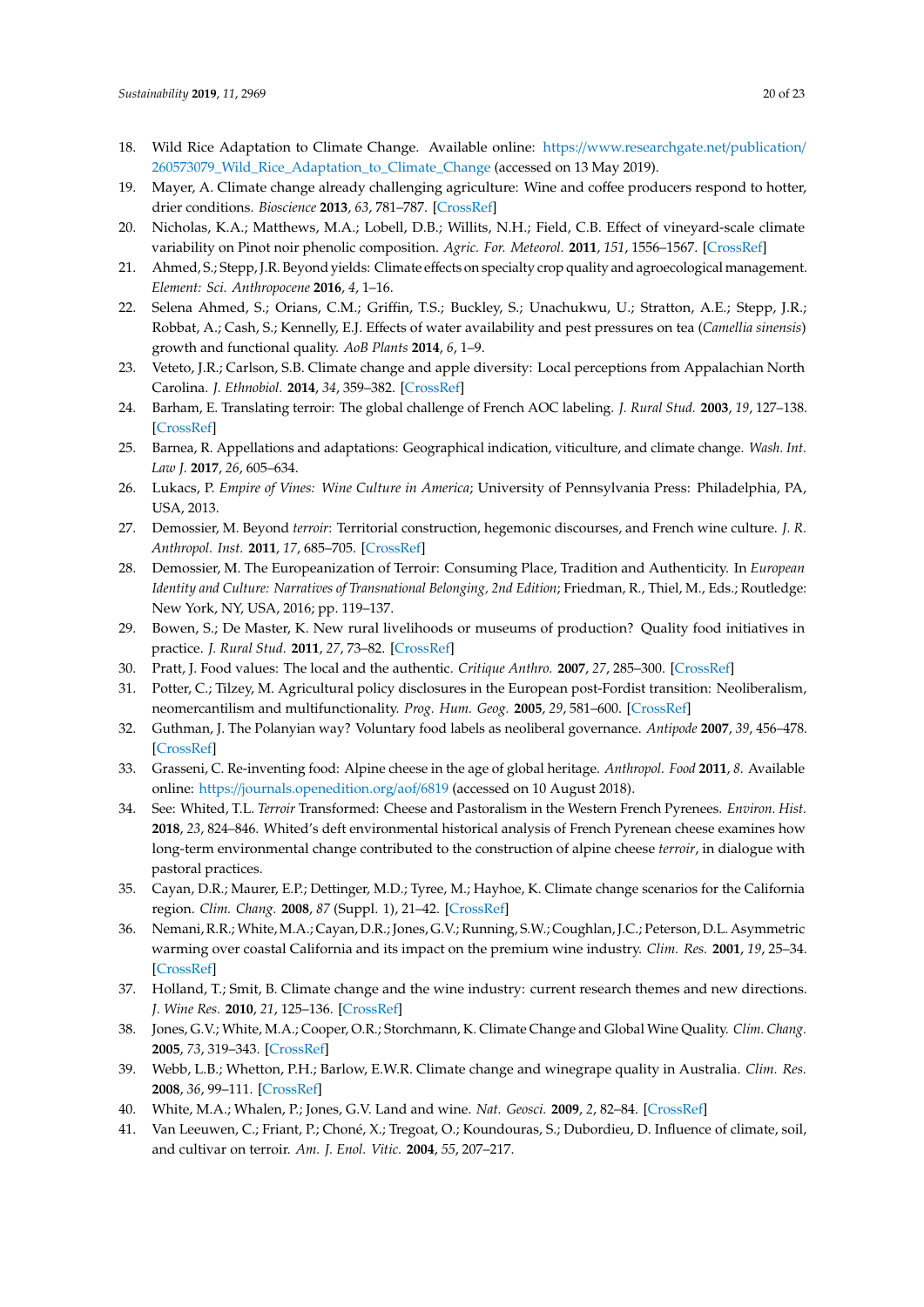18. Wild Rice Adaptation to Climate Change. Available online: https://www.researchgate.net/publication/260573079_Wild_Rice_Adaptation_to_Climate_Change (accessed on 13 May 2019).
19. Mayer, A. Climate change already challenging agriculture: Wine and coffee producers respond to hotter, drier conditions. *Bioscience* **2013**, *63*, 781–787. [CrossRef]
20. Nicholas, K.A.; Matthews, M.A.; Lobell, D.B.; Willits, N.H.; Field, C.B. Effect of vineyard-scale climate variability on Pinot noir phenolic composition. *Agric. For. Meteorol.* **2011**, *151*, 1556–1567. [CrossRef]
21. Ahmed, S.; Stepp, J.R. Beyond yields: Climate effects on specialty crop quality and agroecological management. *Element: Sci. Anthropocene* **2016**, *4*, 1–16.
22. Selena Ahmed, S.; Orians, C.M.; Griffin, T.S.; Buckley, S.; Unachukwu, U.; Stratton, A.E.; Stepp, J.R.; Robbat, A.; Cash, S.; Kennelly, E.J. Effects of water availability and pest pressures on tea (*Camellia sinensis*) growth and functional quality. *AoB Plants* **2014**, *6*, 1–9.
23. Veteto, J.R.; Carlson, S.B. Climate change and apple diversity: Local perceptions from Appalachian North Carolina. *J. Ethnobiol.* **2014**, *34*, 359–382. [CrossRef]
24. Barham, E. Translating terroir: The global challenge of French AOC labeling. *J. Rural Stud.* **2003**, *19*, 127–138. [CrossRef]
25. Barnea, R. Appellations and adaptations: Geographical indication, viticulture, and climate change. *Wash. Int. Law J.* **2017**, *26*, 605–634.
26. Lukacs, P. *Empire of Vines: Wine Culture in America*; University of Pennsylvania Press: Philadelphia, PA, USA, 2013.
27. Demossier, M. Beyond *terroir*: Territorial construction, hegemonic discourses, and French wine culture. *J. R. Anthropol. Inst.* **2011**, *17*, 685–705. [CrossRef]
28. Demossier, M. The Europeanization of Terroir: Consuming Place, Tradition and Authenticity. In *European Identity and Culture: Narratives of Transnational Belonging, 2nd Edition*; Friedman, R., Thiel, M., Eds.; Routledge: New York, NY, USA, 2016; pp. 119–137.
29. Bowen, S.; De Master, K. New rural livelihoods or museums of production? Quality food initiatives in practice. *J. Rural Stud.* **2011**, *27*, 73–82. [CrossRef]
30. Pratt, J. Food values: The local and the authentic. *Critique Anthro.* **2007**, *27*, 285–300. [CrossRef]
31. Potter, C.; Tilzey, M. Agricultural policy disclosures in the European post-Fordist transition: Neoliberalism, neomercantilism and multifunctionality. *Prog. Hum. Geog.* **2005**, *29*, 581–600. [CrossRef]
32. Guthman, J. The Polanyian way? Voluntary food labels as neoliberal governance. *Antipode* **2007**, *39*, 456–478. [CrossRef]
33. Grasseni, C. Re-inventing food: Alpine cheese in the age of global heritage. *Anthropol. Food* **2011**, *8*. Available online: https://journals.openedition.org/aof/6819 (accessed on 10 August 2018).
34. See: Whited, T.L. *Terroir* Transformed: Cheese and Pastoralism in the Western French Pyrenees. *Environ. Hist.* **2018**, *23*, 824–846. Whited's deft environmental historical analysis of French Pyrenean cheese examines how long-term environmental change contributed to the construction of alpine cheese *terroir*, in dialogue with pastoral practices.
35. Cayan, D.R.; Maurer, E.P.; Dettinger, M.D.; Tyree, M.; Hayhoe, K. Climate change scenarios for the California region. *Clim. Chang.* **2008**, *87* (Suppl. 1), 21–42. [CrossRef]
36. Nemani, R.R.; White, M.A.; Cayan, D.R.; Jones, G.V.; Running, S.W.; Coughlan, J.C.; Peterson, D.L. Asymmetric warming over coastal California and its impact on the premium wine industry. *Clim. Res.* **2001**, *19*, 25–34. [CrossRef]
37. Holland, T.; Smit, B. Climate change and the wine industry: current research themes and new directions. *J. Wine Res.* **2010**, *21*, 125–136. [CrossRef]
38. Jones, G.V.; White, M.A.; Cooper, O.R.; Storchmann, K. Climate Change and Global Wine Quality. *Clim. Chang.* **2005**, *73*, 319–343. [CrossRef]
39. Webb, L.B.; Whetton, P.H.; Barlow, E.W.R. Climate change and winegrape quality in Australia. *Clim. Res.* **2008**, *36*, 99–111. [CrossRef]
40. White, M.A.; Whalen, P.; Jones, G.V. Land and wine. *Nat. Geosci.* **2009**, *2*, 82–84. [CrossRef]
41. Van Leeuwen, C.; Friant, P.; Choné, X.; Tregoat, O.; Koundouras, S.; Dubordieu, D. Influence of climate, soil, and cultivar on terroir. *Am. J. Enol. Vitic.* **2004**, *55*, 207–217.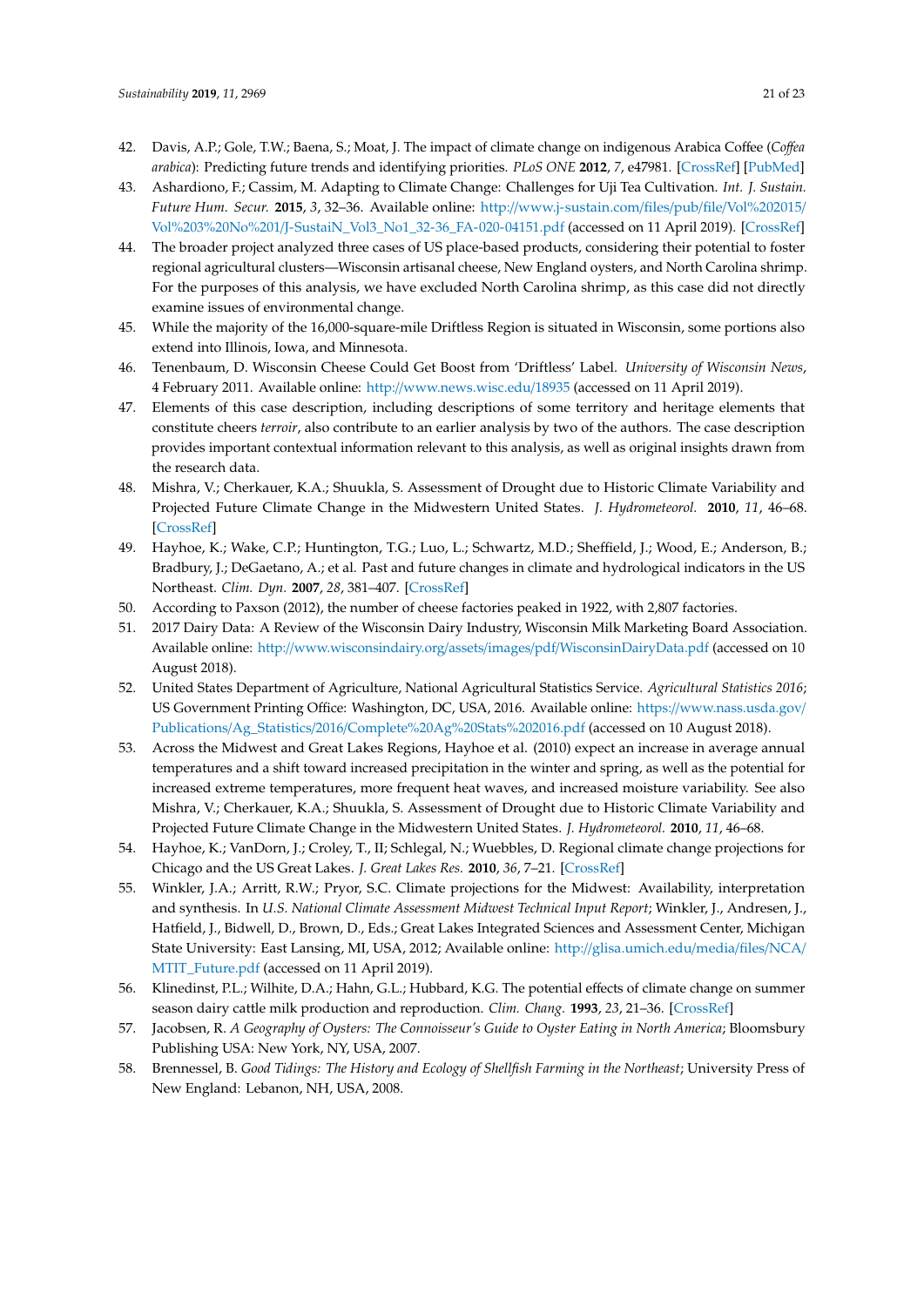42. Davis, A.P.; Gole, T.W.; Baena, S.; Moat, J. The impact of climate change on indigenous Arabica Coffee (*Coffea arabica*): Predicting future trends and identifying priorities. *PLoS ONE* **2012**, *7*, e47981. [CrossRef] [PubMed]
43. Ashardiono, F.; Cassim, M. Adapting to Climate Change: Challenges for Uji Tea Cultivation. *Int. J. Sustain. Future Hum. Secur.* **2015**, *3*, 32–36. Available online: http://www.j-sustain.com/files/pub/file/Vol%202015/Vol%203%20No%201/J-SustaiN_Vol3_No1_32-36_FA-020-04151.pdf (accessed on 11 April 2019). [CrossRef]
44. The broader project analyzed three cases of US place-based products, considering their potential to foster regional agricultural clusters—Wisconsin artisanal cheese, New England oysters, and North Carolina shrimp. For the purposes of this analysis, we have excluded North Carolina shrimp, as this case did not directly examine issues of environmental change.
45. While the majority of the 16,000-square-mile Driftless Region is situated in Wisconsin, some portions also extend into Illinois, Iowa, and Minnesota.
46. Tenenbaum, D. Wisconsin Cheese Could Get Boost from 'Driftless' Label. *University of Wisconsin News*, 4 February 2011. Available online: http://www.news.wisc.edu/18935 (accessed on 11 April 2019).
47. Elements of this case description, including descriptions of some territory and heritage elements that constitute cheers *terroir*, also contribute to an earlier analysis by two of the authors. The case description provides important contextual information relevant to this analysis, as well as original insights drawn from the research data.
48. Mishra, V.; Cherkauer, K.A.; Shuukla, S. Assessment of Drought due to Historic Climate Variability and Projected Future Climate Change in the Midwestern United States. *J. Hydrometeorol.* **2010**, *11*, 46–68. [CrossRef]
49. Hayhoe, K.; Wake, C.P.; Huntington, T.G.; Luo, L.; Schwartz, M.D.; Sheffield, J.; Wood, E.; Anderson, B.; Bradbury, J.; DeGaetano, A.; et al. Past and future changes in climate and hydrological indicators in the US Northeast. *Clim. Dyn.* **2007**, *28*, 381–407. [CrossRef]
50. According to Paxson (2012), the number of cheese factories peaked in 1922, with 2,807 factories.
51. 2017 Dairy Data: A Review of the Wisconsin Dairy Industry, Wisconsin Milk Marketing Board Association. Available online: http://www.wisconsindairy.org/assets/images/pdf/WisconsinDairyData.pdf (accessed on 10 August 2018).
52. United States Department of Agriculture, National Agricultural Statistics Service. *Agricultural Statistics 2016*; US Government Printing Office: Washington, DC, USA, 2016. Available online: https://www.nass.usda.gov/Publications/Ag_Statistics/2016/Complete%20Ag%20Stats%202016.pdf (accessed on 10 August 2018).
53. Across the Midwest and Great Lakes Regions, Hayhoe et al. (2010) expect an increase in average annual temperatures and a shift toward increased precipitation in the winter and spring, as well as the potential for increased extreme temperatures, more frequent heat waves, and increased moisture variability. See also Mishra, V.; Cherkauer, K.A.; Shuukla, S. Assessment of Drought due to Historic Climate Variability and Projected Future Climate Change in the Midwestern United States. *J. Hydrometeorol.* **2010**, *11*, 46–68.
54. Hayhoe, K.; VanDorn, J.; Croley, T., II; Schlegal, N.; Wuebbles, D. Regional climate change projections for Chicago and the US Great Lakes. *J. Great Lakes Res.* **2010**, *36*, 7–21. [CrossRef]
55. Winkler, J.A.; Arritt, R.W.; Pryor, S.C. Climate projections for the Midwest: Availability, interpretation and synthesis. In *U.S. National Climate Assessment Midwest Technical Input Report*; Winkler, J., Andresen, J., Hatfield, J., Bidwell, D., Brown, D., Eds.; Great Lakes Integrated Sciences and Assessment Center, Michigan State University: East Lansing, MI, USA, 2012; Available online: http://glisa.umich.edu/media/files/NCA/MTIT_Future.pdf (accessed on 11 April 2019).
56. Klinedinst, P.L.; Wilhite, D.A.; Hahn, G.L.; Hubbard, K.G. The potential effects of climate change on summer season dairy cattle milk production and reproduction. *Clim. Chang.* **1993**, *23*, 21–36. [CrossRef]
57. Jacobsen, R. *A Geography of Oysters: The Connoisseur's Guide to Oyster Eating in North America*; Bloomsbury Publishing USA: New York, NY, USA, 2007.
58. Brennessel, B. *Good Tidings: The History and Ecology of Shellfish Farming in the Northeast*; University Press of New England: Lebanon, NH, USA, 2008.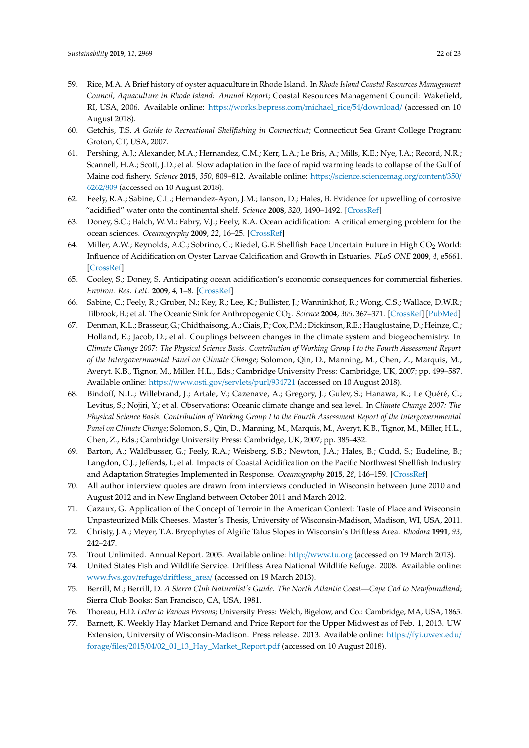59. Rice, M.A. A Brief history of oyster aquaculture in Rhode Island. In *Rhode Island Coastal Resources Management Council, Aquaculture in Rhode Island: Annual Report*; Coastal Resources Management Council: Wakefield, RI, USA, 2006. Available online: https://works.bepress.com/michael_rice/54/download/ (accessed on 10 August 2018).
60. Getchis, T.S. *A Guide to Recreational Shellfishing in Connecticut*; Connecticut Sea Grant College Program: Groton, CT, USA, 2007.
61. Pershing, A.J.; Alexander, M.A.; Hernandez, C.M.; Kerr, L.A.; Le Bris, A.; Mills, K.E.; Nye, J.A.; Record, N.R.; Scannell, H.A.; Scott, J.D.; et al. Slow adaptation in the face of rapid warming leads to collapse of the Gulf of Maine cod fishery. *Science* **2015**, *350*, 809–812. Available online: https://science.sciencemag.org/content/350/6262/809 (accessed on 10 August 2018).
62. Feely, R.A.; Sabine, C.L.; Hernandez-Ayon, J.M.; Ianson, D.; Hales, B. Evidence for upwelling of corrosive "acidified" water onto the continental shelf. *Science* **2008**, *320*, 1490–1492. [CrossRef]
63. Doney, S.C.; Balch, W.M.; Fabry, V.J.; Feely, R.A. Ocean acidification: A critical emerging problem for the ocean sciences. *Oceanography* **2009**, *22*, 16–25. [CrossRef]
64. Miller, A.W.; Reynolds, A.C.; Sobrino, C.; Riedel, G.F. Shellfish Face Uncertain Future in High $CO_2$ World: Influence of Acidification on Oyster Larvae Calcification and Growth in Estuaries. *PLoS ONE* **2009**, *4*, e5661. [CrossRef]
65. Cooley, S.; Doney, S. Anticipating ocean acidification's economic consequences for commercial fisheries. *Environ. Res. Lett.* **2009**, *4*, 1–8. [CrossRef]
66. Sabine, C.; Feely, R.; Gruber, N.; Key, R.; Lee, K.; Bullister, J.; Wanninkhof, R.; Wong, C.S.; Wallace, D.W.R.; Tilbrook, B.; et al. The Oceanic Sink for Anthropogenic $CO_2$. *Science* **2004**, *305*, 367–371. [CrossRef] [PubMed]
67. Denman, K.L.; Brasseur, G.; Chidthaisong, A.; Ciais, P.; Cox, P.M.; Dickinson, R.E.; Hauglustaine, D.; Heinze, C.; Holland, E.; Jacob, D.; et al. Couplings between changes in the climate system and biogeochemistry. In *Climate Change 2007: The Physical Science Basis. Contribution of Working Group I to the Fourth Assessment Report of the Intergovernmental Panel on Climate Change*; Solomon, Qin, D., Manning, M., Chen, Z., Marquis, M., Averyt, K.B., Tignor, M., Miller, H.L., Eds.; Cambridge University Press: Cambridge, UK, 2007; pp. 499–587. Available online: https://www.osti.gov/servlets/purl/934721 (accessed on 10 August 2018).
68. Bindoff, N.L.; Willebrand, J.; Artale, V.; Cazenave, A.; Gregory, J.; Gulev, S.; Hanawa, K.; Le Quéré, C.; Levitus, S.; Nojiri, Y.; et al. Observations: Oceanic climate change and sea level. In *Climate Change 2007: The Physical Science Basis. Contribution of Working Group I to the Fourth Assessment Report of the Intergovernmental Panel on Climate Change*; Solomon, S., Qin, D., Manning, M., Marquis, M., Averyt, K.B., Tignor, M., Miller, H.L., Chen, Z., Eds.; Cambridge University Press: Cambridge, UK, 2007; pp. 385–432.
69. Barton, A.; Waldbusser, G.; Feely, R.A.; Weisberg, S.B.; Newton, J.A.; Hales, B.; Cudd, S.; Eudeline, B.; Langdon, C.J.; Jefferds, I.; et al. Impacts of Coastal Acidification on the Pacific Northwest Shellfish Industry and Adaptation Strategies Implemented in Response. *Oceanography* **2015**, *28*, 146–159. [CrossRef]
70. All author interview quotes are drawn from interviews conducted in Wisconsin between June 2010 and August 2012 and in New England between October 2011 and March 2012.
71. Cazaux, G. Application of the Concept of Terroir in the American Context: Taste of Place and Wisconsin Unpasteurized Milk Cheeses. Master's Thesis, University of Wisconsin-Madison, Madison, WI, USA, 2011.
72. Christy, J.A.; Meyer, T.A. Bryophytes of Algific Talus Slopes in Wisconsin's Driftless Area. *Rhodora* **1991**, *93*, 242–247.
73. Trout Unlimited. Annual Report. 2005. Available online: http://www.tu.org (accessed on 19 March 2013).
74. United States Fish and Wildlife Service. Driftless Area National Wildlife Refuge. 2008. Available online: www.fws.gov/refuge/driftless_area/ (accessed on 19 March 2013).
75. Berrill, M.; Berrill, D. *A Sierra Club Naturalist's Guide. The North Atlantic Coast—Cape Cod to Newfoundland*; Sierra Club Books: San Francisco, CA, USA, 1981.
76. Thoreau, H.D. *Letter to Various Persons*; University Press: Welch, Bigelow, and Co.: Cambridge, MA, USA, 1865.
77. Barnett, K. Weekly Hay Market Demand and Price Report for the Upper Midwest as of Feb. 1, 2013. UW Extension, University of Wisconsin-Madison. Press release. 2013. Available online: https://fyi.uwex.edu/forage/files/2015/04/02_01_13_Hay_Market_Report.pdf (accessed on 10 August 2018).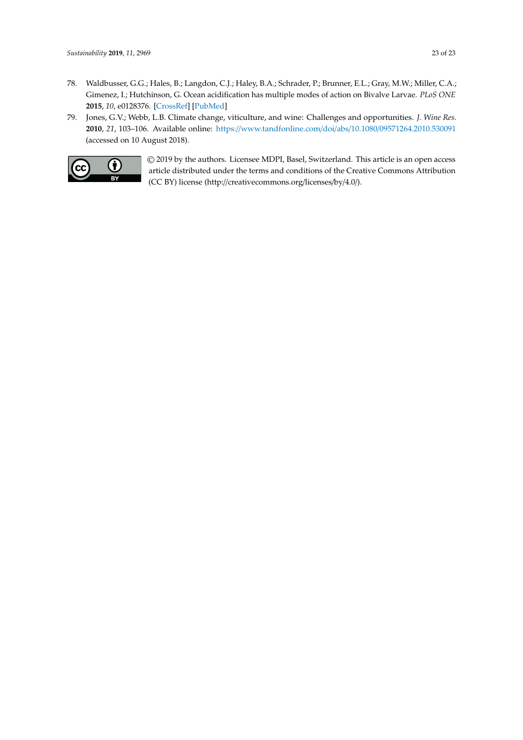78. Waldbusser, G.G.; Hales, B.; Langdon, C.J.; Haley, B.A.; Schrader, P.; Brunner, E.L.; Gray, M.W.; Miller, C.A.; Gimenez, I.; Hutchinson, G. Ocean acidification has multiple modes of action on Bivalve Larvae. *PLoS ONE* **2015**, *10*, e0128376. [CrossRef] [PubMed]
79. Jones, G.V.; Webb, L.B. Climate change, viticulture, and wine: Challenges and opportunities. *J. Wine Res.* **2010**, *21*, 103–106. Available online: https://www.tandfonline.com/doi/abs/10.1080/09571264.2010.530091 (accessed on 10 August 2018).

© 2019 by the authors. Licensee MDPI, Basel, Switzerland. This article is an open access article distributed under the terms and conditions of the Creative Commons Attribution (CC BY) license (http://creativecommons.org/licenses/by/4.0/).